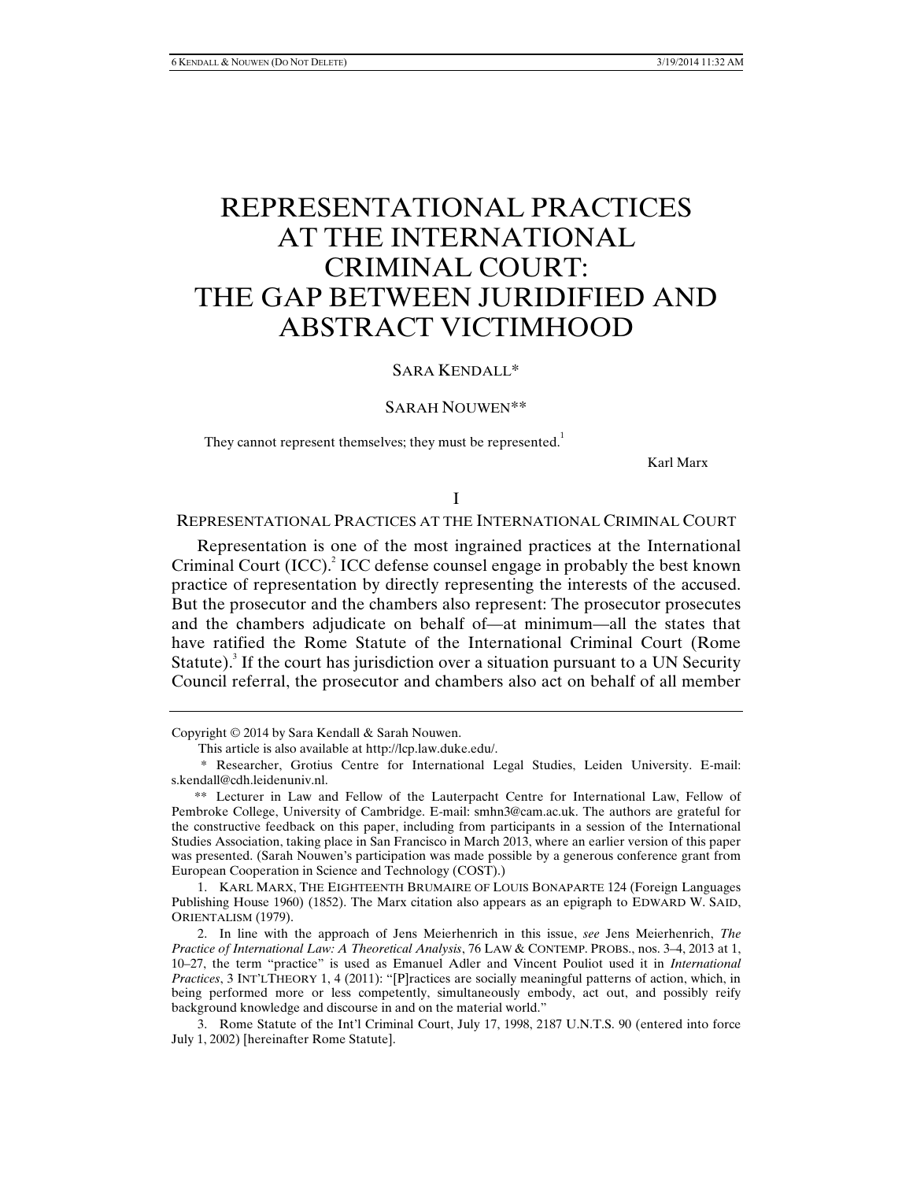# REPRESENTATIONAL PRACTICES AT THE INTERNATIONAL CRIMINAL COURT: THE GAP BETWEEN JURIDIFIED AND ABSTRACT VICTIMHOOD

SARA KENDALL*

SARAH NOUWEN**

> They cannot represent themselves; they must be represented.[1]
>
> Karl Marx

## I

## REPRESENTATIONAL PRACTICES AT THE INTERNATIONAL CRIMINAL COURT

Representation is one of the most ingrained practices at the International Criminal Court (ICC).[2] ICC defense counsel engage in probably the best known practice of representation by directly representing the interests of the accused. But the prosecutor and the chambers also represent: The prosecutor prosecutes and the chambers adjudicate on behalf of—at minimum—all the states that have ratified the Rome Statute of the International Criminal Court (Rome Statute).[3] If the court has jurisdiction over a situation pursuant to a UN Security Council referral, the prosecutor and chambers also act on behalf of all member

---

Copyright © 2014 by Sara Kendall & Sarah Nouwen.

This article is also available at http://lcp.law.duke.edu/.

\* Researcher, Grotius Centre for International Legal Studies, Leiden University. E-mail: s.kendall@cdh.leidenuniv.nl.

\*\* Lecturer in Law and Fellow of the Lauterpacht Centre for International Law, Fellow of Pembroke College, University of Cambridge. E-mail: smhn3@cam.ac.uk. The authors are grateful for the constructive feedback on this paper, including from participants in a session of the International Studies Association, taking place in San Francisco in March 2013, where an earlier version of this paper was presented. (Sarah Nouwen's participation was made possible by a generous conference grant from European Cooperation in Science and Technology (COST).)

1. KARL MARX, THE EIGHTEENTH BRUMAIRE OF LOUIS BONAPARTE 124 (Foreign Languages Publishing House 1960) (1852). The Marx citation also appears as an epigraph to EDWARD W. SAID, ORIENTALISM (1979).

2. In line with the approach of Jens Meierhenrich in this issue, *see* Jens Meierhenrich, *The Practice of International Law: A Theoretical Analysis*, 76 LAW & CONTEMP. PROBS., nos. 3–4, 2013 at 1, 10–27, the term "practice" is used as Emanuel Adler and Vincent Pouliot used it in *International Practices*, 3 INT'L THEORY 1, 4 (2011): "[P]ractices are socially meaningful patterns of action, which, in being performed more or less competently, simultaneously embody, act out, and possibly reify background knowledge and discourse in and on the material world."

3. Rome Statute of the Int'l Criminal Court, July 17, 1998, 2187 U.N.T.S. 90 (entered into force July 1, 2002) [hereinafter Rome Statute].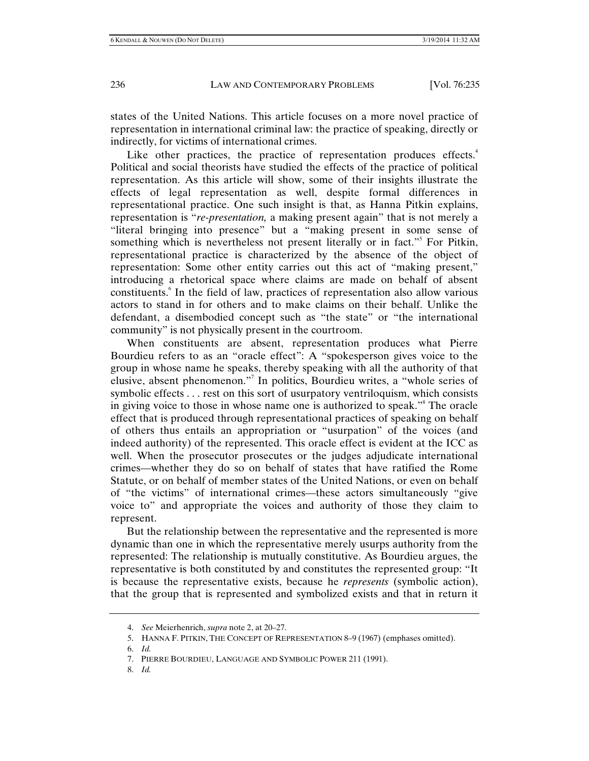states of the United Nations. This article focuses on a more novel practice of representation in international criminal law: the practice of speaking, directly or indirectly, for victims of international crimes.

Like other practices, the practice of representation produces effects.[4] Political and social theorists have studied the effects of the practice of political representation. As this article will show, some of their insights illustrate the effects of legal representation as well, despite formal differences in representational practice. One such insight is that, as Hanna Pitkin explains, representation is "*re-presentation,* a making present again" that is not merely a "literal bringing into presence" but a "making present in some sense of something which is nevertheless not present literally or in fact."[5] For Pitkin, representational practice is characterized by the absence of the object of representation: Some other entity carries out this act of "making present," introducing a rhetorical space where claims are made on behalf of absent constituents.[6] In the field of law, practices of representation also allow various actors to stand in for others and to make claims on their behalf. Unlike the defendant, a disembodied concept such as "the state" or "the international community" is not physically present in the courtroom.

When constituents are absent, representation produces what Pierre Bourdieu refers to as an "oracle effect": A "spokesperson gives voice to the group in whose name he speaks, thereby speaking with all the authority of that elusive, absent phenomenon."[7] In politics, Bourdieu writes, a "whole series of symbolic effects . . . rest on this sort of usurpatory ventriloquism, which consists in giving voice to those in whose name one is authorized to speak."[8] The oracle effect that is produced through representational practices of speaking on behalf of others thus entails an appropriation or "usurpation" of the voices (and indeed authority) of the represented. This oracle effect is evident at the ICC as well. When the prosecutor prosecutes or the judges adjudicate international crimes—whether they do so on behalf of states that have ratified the Rome Statute, or on behalf of member states of the United Nations, or even on behalf of "the victims" of international crimes—these actors simultaneously "give voice to" and appropriate the voices and authority of those they claim to represent.

But the relationship between the representative and the represented is more dynamic than one in which the representative merely usurps authority from the represented: The relationship is mutually constitutive. As Bourdieu argues, the representative is both constituted by and constitutes the represented group: "It is because the representative exists, because he *represents* (symbolic action), that the group that is represented and symbolized exists and that in return it

4. *See* Meierhenrich, *supra* note 2, at 20–27.

5. HANNA F. PITKIN, THE CONCEPT OF REPRESENTATION 8–9 (1967) (emphases omitted).

6. *Id.*

7. PIERRE BOURDIEU, LANGUAGE AND SYMBOLIC POWER 211 (1991).

8. *Id.*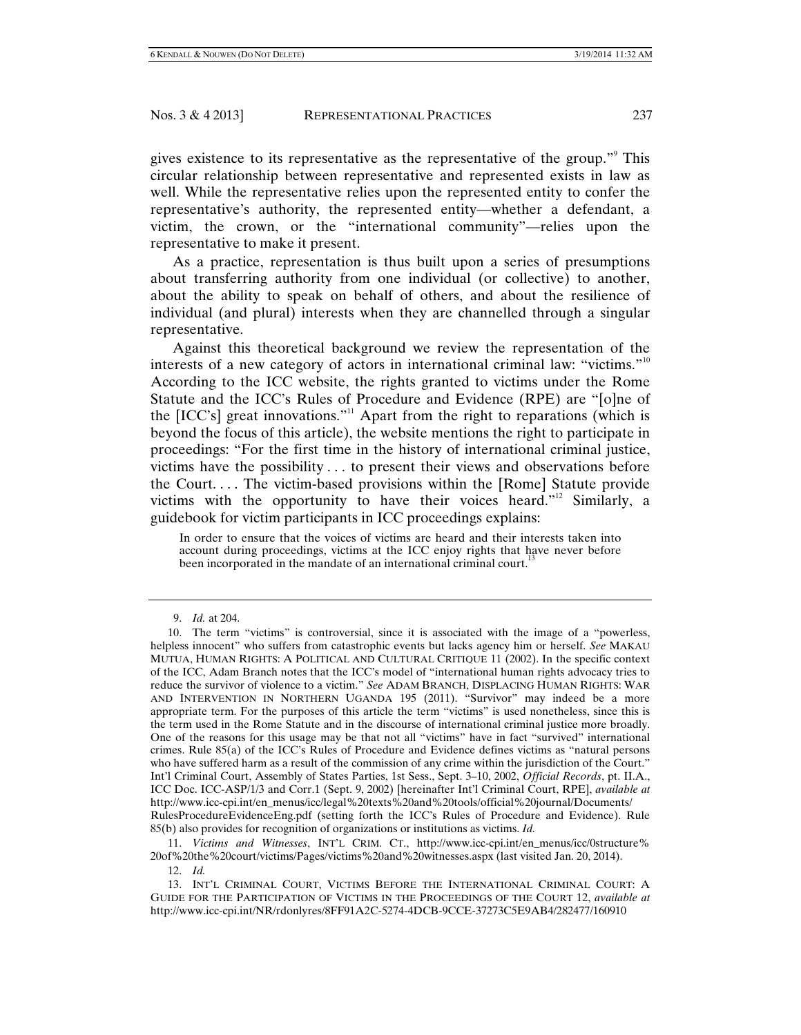gives existence to its representative as the representative of the group."[9] This circular relationship between representative and represented exists in law as well. While the representative relies upon the represented entity to confer the representative's authority, the represented entity—whether a defendant, a victim, the crown, or the "international community"—relies upon the representative to make it present.

As a practice, representation is thus built upon a series of presumptions about transferring authority from one individual (or collective) to another, about the ability to speak on behalf of others, and about the resilience of individual (and plural) interests when they are channelled through a singular representative.

Against this theoretical background we review the representation of the interests of a new category of actors in international criminal law: "victims."[10] According to the ICC website, the rights granted to victims under the Rome Statute and the ICC's Rules of Procedure and Evidence (RPE) are "[o]ne of the [ICC's] great innovations."[11] Apart from the right to reparations (which is beyond the focus of this article), the website mentions the right to participate in proceedings: "For the first time in the history of international criminal justice, victims have the possibility . . . to present their views and observations before the Court. . . . The victim-based provisions within the [Rome] Statute provide victims with the opportunity to have their voices heard."[12] Similarly, a guidebook for victim participants in ICC proceedings explains:

> In order to ensure that the voices of victims are heard and their interests taken into account during proceedings, victims at the ICC enjoy rights that have never before been incorporated in the mandate of an international criminal court.[13]

---

9. *Id.* at 204.

10. The term "victims" is controversial, since it is associated with the image of a "powerless, helpless innocent" who suffers from catastrophic events but lacks agency him or herself. *See* MAKAU MUTUA, HUMAN RIGHTS: A POLITICAL AND CULTURAL CRITIQUE 11 (2002). In the specific context of the ICC, Adam Branch notes that the ICC's model of "international human rights advocacy tries to reduce the survivor of violence to a victim." *See* ADAM BRANCH, DISPLACING HUMAN RIGHTS: WAR AND INTERVENTION IN NORTHERN UGANDA 195 (2011). "Survivor" may indeed be a more appropriate term. For the purposes of this article the term "victims" is used nonetheless, since this is the term used in the Rome Statute and in the discourse of international criminal justice more broadly. One of the reasons for this usage may be that not all "victims" have in fact "survived" international crimes. Rule 85(a) of the ICC's Rules of Procedure and Evidence defines victims as "natural persons who have suffered harm as a result of the commission of any crime within the jurisdiction of the Court." Int'l Criminal Court, Assembly of States Parties, 1st Sess., Sept. 3–10, 2002, *Official Records*, pt. II.A., ICC Doc. ICC-ASP/1/3 and Corr.1 (Sept. 9, 2002) [hereinafter Int'l Criminal Court, RPE], *available at* http://www.icc-cpi.int/en_menus/icc/legal%20texts%20and%20tools/official%20journal/Documents/RulesProcedureEvidenceEng.pdf (setting forth the ICC's Rules of Procedure and Evidence). Rule 85(b) also provides for recognition of organizations or institutions as victims. *Id.*

11. *Victims and Witnesses*, INT'L CRIM. CT., http://www.icc-cpi.int/en_menus/icc/0structure%20of%20the%20court/victims/Pages/victims%20and%20witnesses.aspx (last visited Jan. 20, 2014).

12. *Id.*

13. INT'L CRIMINAL COURT, VICTIMS BEFORE THE INTERNATIONAL CRIMINAL COURT: A GUIDE FOR THE PARTICIPATION OF VICTIMS IN THE PROCEEDINGS OF THE COURT 12, *available at* http://www.icc-cpi.int/NR/rdonlyres/8FF91A2C-5274-4DCB-9CCE-37273C5E9AB4/282477/160910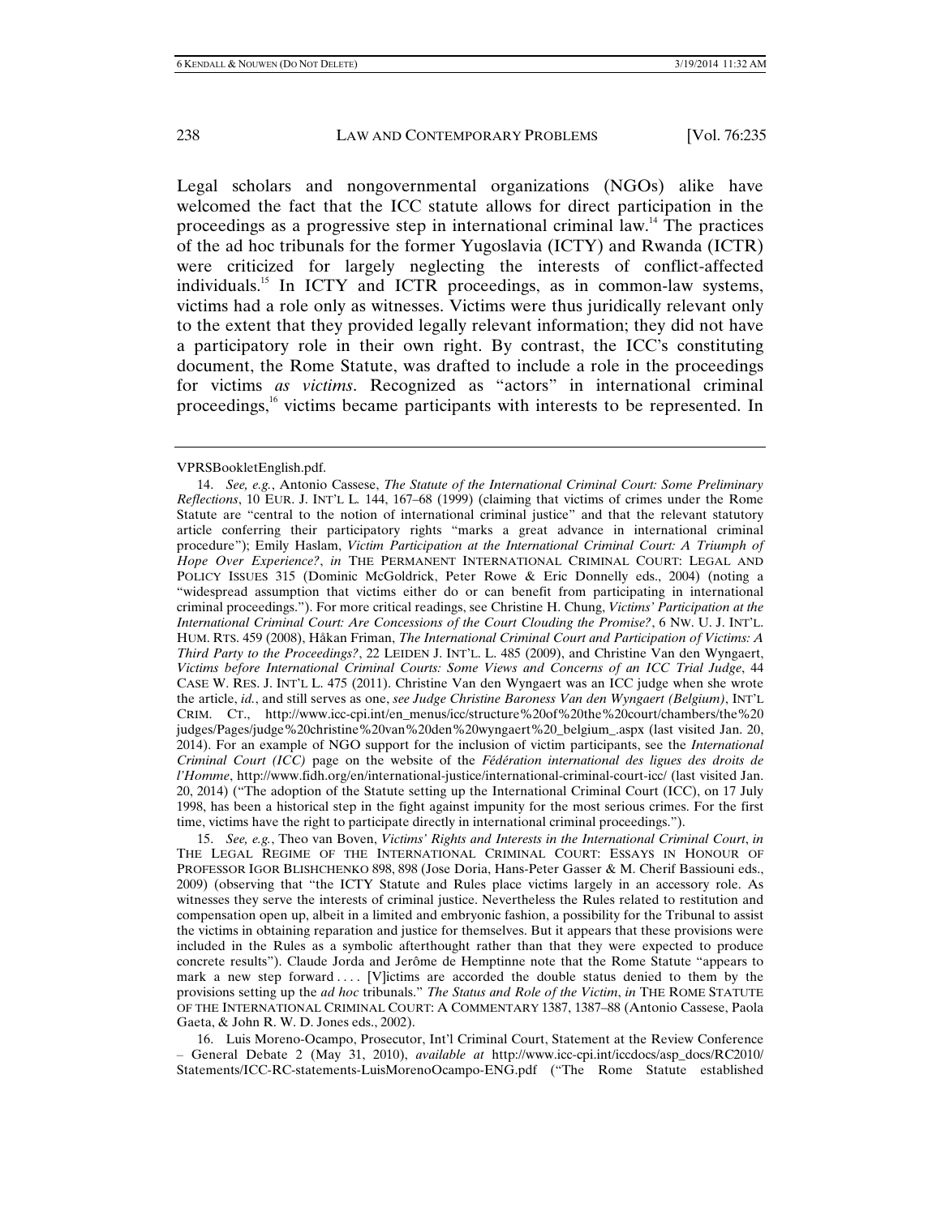Legal scholars and nongovernmental organizations (NGOs) alike have welcomed the fact that the ICC statute allows for direct participation in the proceedings as a progressive step in international criminal law.[14] The practices of the ad hoc tribunals for the former Yugoslavia (ICTY) and Rwanda (ICTR) were criticized for largely neglecting the interests of conflict-affected individuals.[15] In ICTY and ICTR proceedings, as in common-law systems, victims had a role only as witnesses. Victims were thus juridically relevant only to the extent that they provided legally relevant information; they did not have a participatory role in their own right. By contrast, the ICC's constituting document, the Rome Statute, was drafted to include a role in the proceedings for victims *as victims*. Recognized as "actors" in international criminal proceedings,[16] victims became participants with interests to be represented. In

---

VPRSBookletEnglish.pdf.

14. *See, e.g.*, Antonio Cassese, *The Statute of the International Criminal Court: Some Preliminary Reflections*, 10 EUR. J. INT'L L. 144, 167–68 (1999) (claiming that victims of crimes under the Rome Statute are "central to the notion of international criminal justice" and that the relevant statutory article conferring their participatory rights "marks a great advance in international criminal procedure"); Emily Haslam, *Victim Participation at the International Criminal Court: A Triumph of Hope Over Experience?*, *in* THE PERMANENT INTERNATIONAL CRIMINAL COURT: LEGAL AND POLICY ISSUES 315 (Dominic McGoldrick, Peter Rowe & Eric Donnelly eds., 2004) (noting a "widespread assumption that victims either do or can benefit from participating in international criminal proceedings."). For more critical readings, see Christine H. Chung, *Victims' Participation at the International Criminal Court: Are Concessions of the Court Clouding the Promise?*, 6 NW. U. J. INT'L HUM. RTS. 459 (2008), Håkan Friman, *The International Criminal Court and Participation of Victims: A Third Party to the Proceedings?*, 22 LEIDEN J. INT'L L. 485 (2009), and Christine Van den Wyngaert, *Victims before International Criminal Courts: Some Views and Concerns of an ICC Trial Judge*, 44 CASE W. RES. J. INT'L L. 475 (2011). Christine Van den Wyngaert was an ICC judge when she wrote the article, *id.*, and still serves as one, *see Judge Christine Baroness Van den Wyngaert (Belgium)*, INT'L CRIM. CT., http://www.icc-cpi.int/en_menus/icc/structure%20of%20the%20court/chambers/the%20judges/Pages/judge%20christine%20van%20den%20wyngaert%20_belgium_.aspx (last visited Jan. 20, 2014). For an example of NGO support for the inclusion of victim participants, see the *International Criminal Court (ICC)* page on the website of the *Fédération international des ligues des droits de l'Homme*, http://www.fidh.org/en/international-justice/international-criminal-court-icc/ (last visited Jan. 20, 2014) ("The adoption of the Statute setting up the International Criminal Court (ICC), on 17 July 1998, has been a historical step in the fight against impunity for the most serious crimes. For the first time, victims have the right to participate directly in international criminal proceedings.").

15. *See, e.g.*, Theo van Boven, *Victims' Rights and Interests in the International Criminal Court*, *in* THE LEGAL REGIME OF THE INTERNATIONAL CRIMINAL COURT: ESSAYS IN HONOUR OF PROFESSOR IGOR BLISHCHENKO 898, 898 (Jose Doria, Hans-Peter Gasser & M. Cherif Bassiouni eds., 2009) (observing that "the ICTY Statute and Rules place victims largely in an accessory role. As witnesses they serve the interests of criminal justice. Nevertheless the Rules related to restitution and compensation open up, albeit in a limited and embryonic fashion, a possibility for the Tribunal to assist the victims in obtaining reparation and justice for themselves. But it appears that these provisions were included in the Rules as a symbolic afterthought rather than that they were expected to produce concrete results"). Claude Jorda and Jerôme de Hemptinne note that the Rome Statute "appears to mark a new step forward . . . . [V]ictims are accorded the double status denied to them by the provisions setting up the *ad hoc* tribunals." *The Status and Role of the Victim*, *in* THE ROME STATUTE OF THE INTERNATIONAL CRIMINAL COURT: A COMMENTARY 1387, 1387–88 (Antonio Cassese, Paola Gaeta, & John R. W. D. Jones eds., 2002).

16. Luis Moreno-Ocampo, Prosecutor, Int'l Criminal Court, Statement at the Review Conference – General Debate 2 (May 31, 2010), *available at* http://www.icc-cpi.int/iccdocs/asp_docs/RC2010/Statements/ICC-RC-statements-LuisMorenoOcampo-ENG.pdf ("The Rome Statute established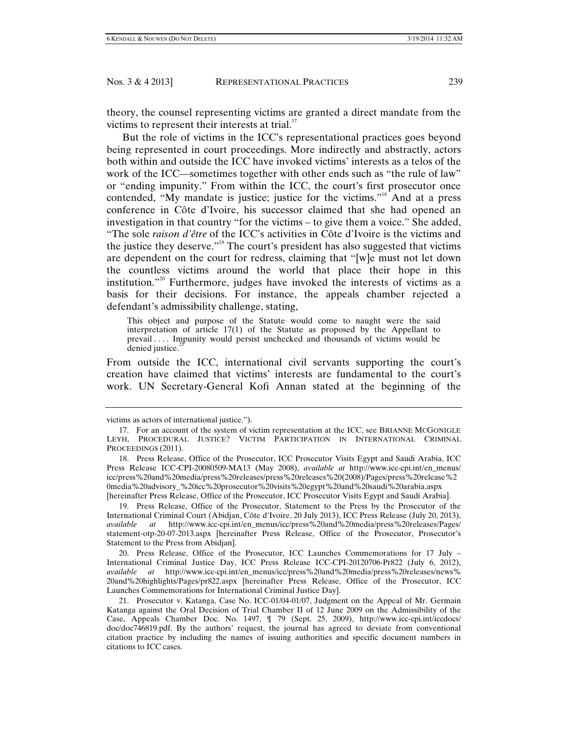theory, the counsel representing victims are granted a direct mandate from the victims to represent their interests at trial.[17]

But the role of victims in the ICC's representational practices goes beyond being represented in court proceedings. More indirectly and abstractly, actors both within and outside the ICC have invoked victims' interests as a telos of the work of the ICC—sometimes together with other ends such as "the rule of law" or "ending impunity." From within the ICC, the court's first prosecutor once contended, "My mandate is justice; justice for the victims."[18] And at a press conference in Côte d'Ivoire, his successor claimed that she had opened an investigation in that country "for the victims – to give them a voice." She added, "The sole *raison d'être* of the ICC's activities in Côte d'Ivoire is the victims and the justice they deserve."[19] The court's president has also suggested that victims are dependent on the court for redress, claiming that "[w]e must not let down the countless victims around the world that place their hope in this institution."[20] Furthermore, judges have invoked the interests of victims as a basis for their decisions. For instance, the appeals chamber rejected a defendant's admissibility challenge, stating,

> This object and purpose of the Statute would come to naught were the said interpretation of article 17(1) of the Statute as proposed by the Appellant to prevail . . . . Impunity would persist unchecked and thousands of victims would be denied justice.[21]

From outside the ICC, international civil servants supporting the court's creation have claimed that victims' interests are fundamental to the court's work. UN Secretary-General Kofi Annan stated at the beginning of the

---

victims as actors of international justice.").

17. For an account of the system of victim representation at the ICC, see BRIANNE MCGONIGLE LEYH, PROCEDURAL JUSTICE? VICTIM PARTICIPATION IN INTERNATIONAL CRIMINAL PROCEEDINGS (2011).

18. Press Release, Office of the Prosecutor, ICC Prosecutor Visits Egypt and Saudi Arabia, ICC Press Release ICC-CPI-20080509-MA13 (May 2008), *available at* http://www.icc-cpi.int/en_menus/icc/press%20and%20media/press%20releases/press%20releases%20(2008)/Pages/press%20release%20media%20advisory_%20icc%20prosecutor%20visits%20egypt%20and%20saudi%20arabia.aspx [hereinafter Press Release, Office of the Prosecutor, ICC Prosecutor Visits Egypt and Saudi Arabia].

19. Press Release, Office of the Prosecutor, Statement to the Press by the Prosecutor of the International Criminal Court (Abidjan, Côte d'Ivoire, 20 July 2013), ICC Press Release (July 20, 2013), *available at* http://www.icc-cpi.int/en_menus/icc/press%20and%20media/press%20releases/Pages/statement-otp-20-07-2013.aspx [hereinafter Press Release, Office of the Prosecutor, Prosecutor's Statement to the Press from Abidjan].

20. Press Release, Office of the Prosecutor, ICC Launches Commemorations for 17 July – International Criminal Justice Day, ICC Press Release ICC-CPI-20120706-Pr822 (July 6, 2012), *available at* http://www.icc-cpi.int/en_menus/icc/press%20and%20media/press%20releases/news%20and%20highlights/Pages/pr822.aspx [hereinafter Press Release, Office of the Prosecutor, ICC Launches Commemorations for International Criminal Justice Day].

21. Prosecutor v. Katanga, Case No. ICC-01/04-01/07, Judgment on the Appeal of Mr. Germain Katanga against the Oral Decision of Trial Chamber II of 12 June 2009 on the Admissibility of the Case, Appeals Chamber Doc. No. 1497, ¶ 79 (Sept. 25, 2009), http://www.icc-cpi.int/iccdocs/doc/doc746819.pdf. By the authors' request, the journal has agreed to deviate from conventional citation practice by including the names of issuing authorities and specific document numbers in citations to ICC cases.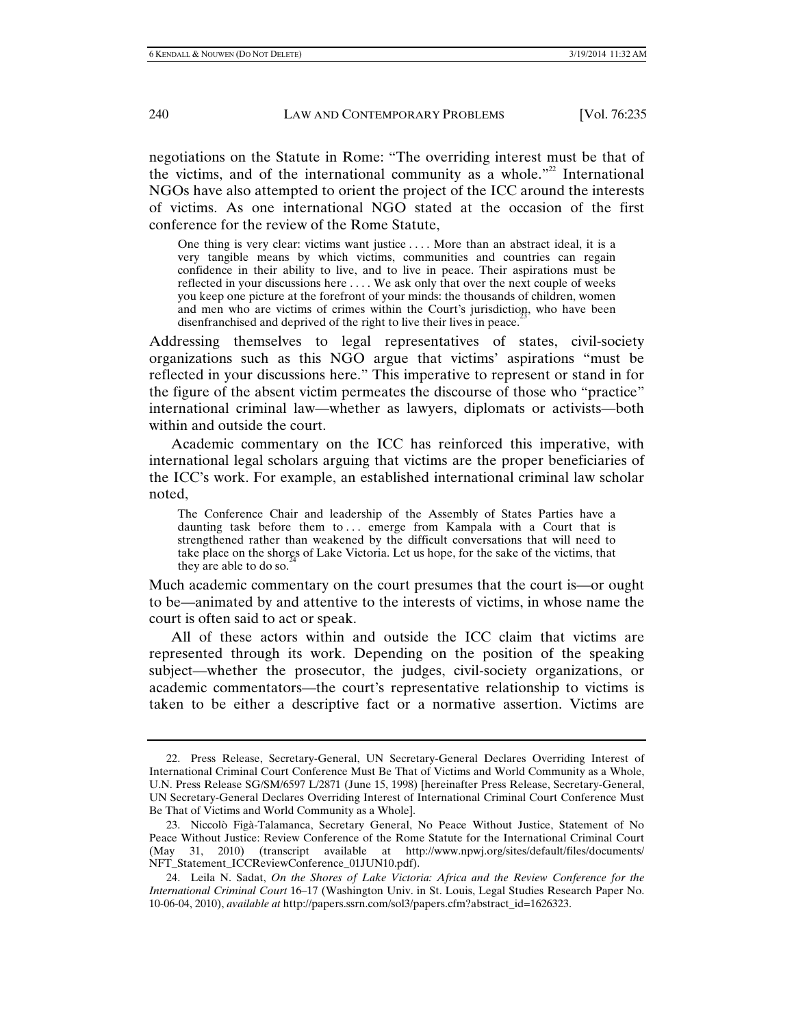negotiations on the Statute in Rome: "The overriding interest must be that of the victims, and of the international community as a whole."[22] International NGOs have also attempted to orient the project of the ICC around the interests of victims. As one international NGO stated at the occasion of the first conference for the review of the Rome Statute,

> One thing is very clear: victims want justice . . . . More than an abstract ideal, it is a very tangible means by which victims, communities and countries can regain confidence in their ability to live, and to live in peace. Their aspirations must be reflected in your discussions here . . . . We ask only that over the next couple of weeks you keep one picture at the forefront of your minds: the thousands of children, women and men who are victims of crimes within the Court's jurisdiction, who have been disenfranchised and deprived of the right to live their lives in peace.[23]

Addressing themselves to legal representatives of states, civil-society organizations such as this NGO argue that victims' aspirations "must be reflected in your discussions here." This imperative to represent or stand in for the figure of the absent victim permeates the discourse of those who "practice" international criminal law—whether as lawyers, diplomats or activists—both within and outside the court.

Academic commentary on the ICC has reinforced this imperative, with international legal scholars arguing that victims are the proper beneficiaries of the ICC's work. For example, an established international criminal law scholar noted,

> The Conference Chair and leadership of the Assembly of States Parties have a daunting task before them to . . . emerge from Kampala with a Court that is strengthened rather than weakened by the difficult conversations that will need to take place on the shores of Lake Victoria. Let us hope, for the sake of the victims, that they are able to do so.[24]

Much academic commentary on the court presumes that the court is—or ought to be—animated by and attentive to the interests of victims, in whose name the court is often said to act or speak.

All of these actors within and outside the ICC claim that victims are represented through its work. Depending on the position of the speaking subject—whether the prosecutor, the judges, civil-society organizations, or academic commentators—the court's representative relationship to victims is taken to be either a descriptive fact or a normative assertion. Victims are

---

22. Press Release, Secretary-General, UN Secretary-General Declares Overriding Interest of International Criminal Court Conference Must Be That of Victims and World Community as a Whole, U.N. Press Release SG/SM/6597 L/2871 (June 15, 1998) [hereinafter Press Release, Secretary-General, UN Secretary-General Declares Overriding Interest of International Criminal Court Conference Must Be That of Victims and World Community as a Whole].

23. Niccolò Figà-Talamanca, Secretary General, No Peace Without Justice, Statement of No Peace Without Justice: Review Conference of the Rome Statute for the International Criminal Court (May 31, 2010) (transcript available at http://www.npwj.org/sites/default/files/documents/NFT_Statement_ICCReviewConference_01JUN10.pdf).

24. Leila N. Sadat, *On the Shores of Lake Victoria: Africa and the Review Conference for the International Criminal Court* 16–17 (Washington Univ. in St. Louis, Legal Studies Research Paper No. 10-06-04, 2010), *available at* http://papers.ssrn.com/sol3/papers.cfm?abstract_id=1626323.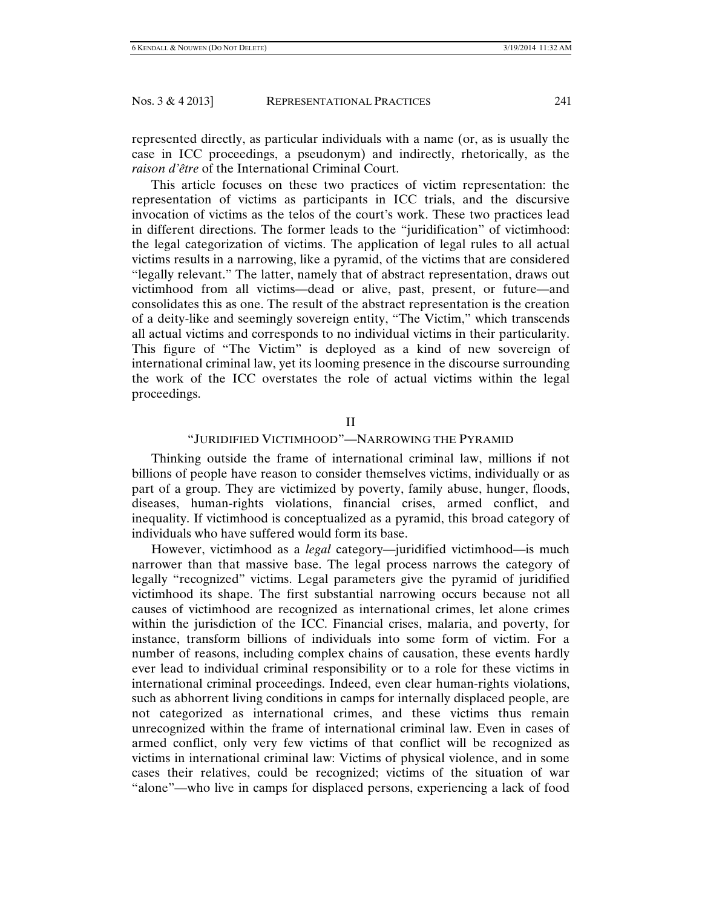represented directly, as particular individuals with a name (or, as is usually the case in ICC proceedings, a pseudonym) and indirectly, rhetorically, as the *raison d'être* of the International Criminal Court.

This article focuses on these two practices of victim representation: the representation of victims as participants in ICC trials, and the discursive invocation of victims as the telos of the court's work. These two practices lead in different directions. The former leads to the "juridification" of victimhood: the legal categorization of victims. The application of legal rules to all actual victims results in a narrowing, like a pyramid, of the victims that are considered "legally relevant." The latter, namely that of abstract representation, draws out victimhood from all victims—dead or alive, past, present, or future—and consolidates this as one. The result of the abstract representation is the creation of a deity-like and seemingly sovereign entity, "The Victim," which transcends all actual victims and corresponds to no individual victims in their particularity. This figure of "The Victim" is deployed as a kind of new sovereign of international criminal law, yet its looming presence in the discourse surrounding the work of the ICC overstates the role of actual victims within the legal proceedings.

## II

## "JURIDIFIED VICTIMHOOD"—NARROWING THE PYRAMID

Thinking outside the frame of international criminal law, millions if not billions of people have reason to consider themselves victims, individually or as part of a group. They are victimized by poverty, family abuse, hunger, floods, diseases, human-rights violations, financial crises, armed conflict, and inequality. If victimhood is conceptualized as a pyramid, this broad category of individuals who have suffered would form its base.

However, victimhood as a *legal* category—juridified victimhood—is much narrower than that massive base. The legal process narrows the category of legally "recognized" victims. Legal parameters give the pyramid of juridified victimhood its shape. The first substantial narrowing occurs because not all causes of victimhood are recognized as international crimes, let alone crimes within the jurisdiction of the ICC. Financial crises, malaria, and poverty, for instance, transform billions of individuals into some form of victim. For a number of reasons, including complex chains of causation, these events hardly ever lead to individual criminal responsibility or to a role for these victims in international criminal proceedings. Indeed, even clear human-rights violations, such as abhorrent living conditions in camps for internally displaced people, are not categorized as international crimes, and these victims thus remain unrecognized within the frame of international criminal law. Even in cases of armed conflict, only very few victims of that conflict will be recognized as victims in international criminal law: Victims of physical violence, and in some cases their relatives, could be recognized; victims of the situation of war "alone"—who live in camps for displaced persons, experiencing a lack of food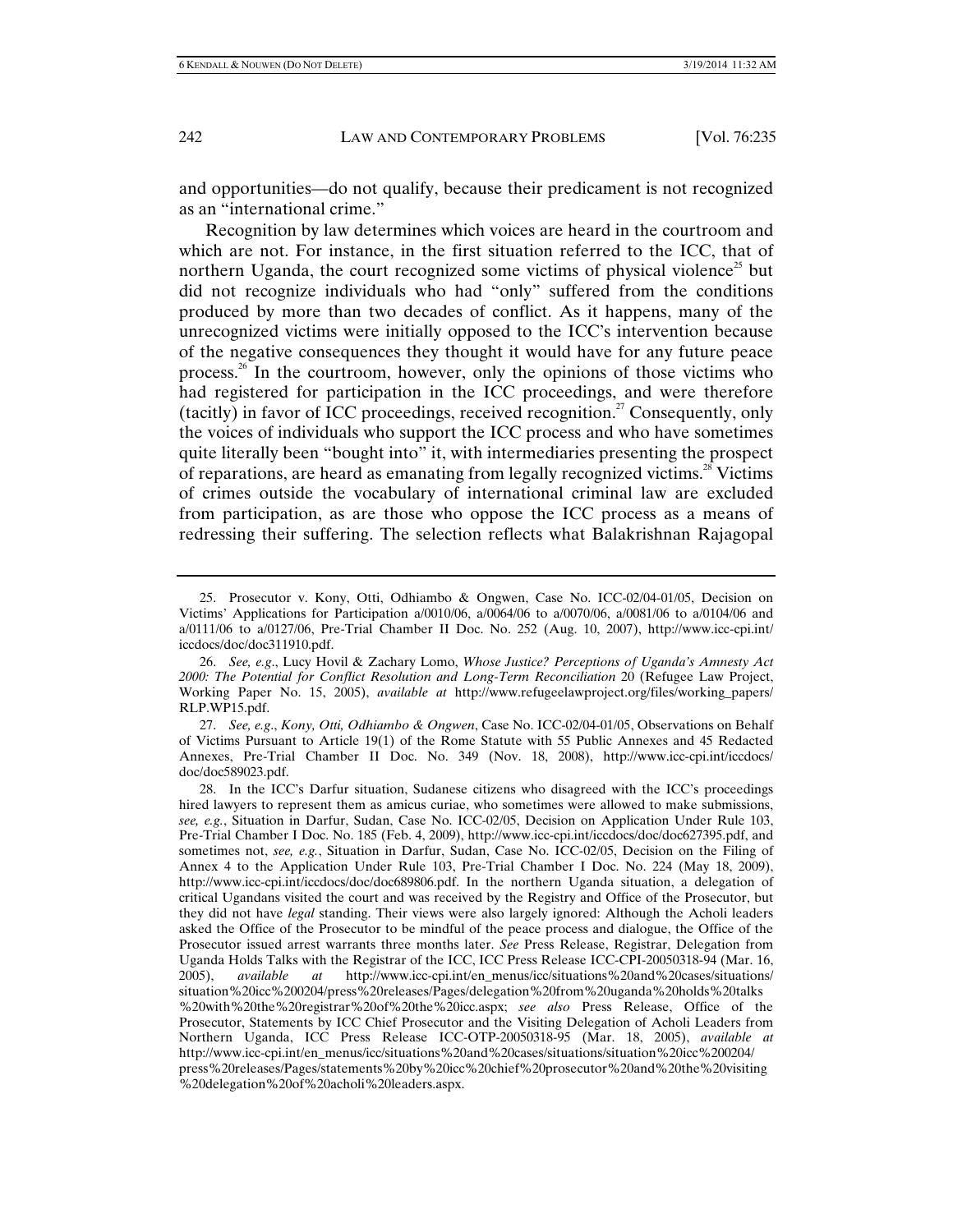and opportunities—do not qualify, because their predicament is not recognized as an "international crime."

Recognition by law determines which voices are heard in the courtroom and which are not. For instance, in the first situation referred to the ICC, that of northern Uganda, the court recognized some victims of physical violence[25] but did not recognize individuals who had "only" suffered from the conditions produced by more than two decades of conflict. As it happens, many of the unrecognized victims were initially opposed to the ICC's intervention because of the negative consequences they thought it would have for any future peace process.[26] In the courtroom, however, only the opinions of those victims who had registered for participation in the ICC proceedings, and were therefore (tacitly) in favor of ICC proceedings, received recognition.[27] Consequently, only the voices of individuals who support the ICC process and who have sometimes quite literally been "bought into" it, with intermediaries presenting the prospect of reparations, are heard as emanating from legally recognized victims.[28] Victims of crimes outside the vocabulary of international criminal law are excluded from participation, as are those who oppose the ICC process as a means of redressing their suffering. The selection reflects what Balakrishnan Rajagopal

---

25. Prosecutor v. Kony, Otti, Odhiambo & Ongwen, Case No. ICC-02/04-01/05, Decision on Victims' Applications for Participation a/0010/06, a/0064/06 to a/0070/06, a/0081/06 to a/0104/06 and a/0111/06 to a/0127/06, Pre-Trial Chamber II Doc. No. 252 (Aug. 10, 2007), http://www.icc-cpi.int/iccdocs/doc/doc311910.pdf.

26. *See, e.g.*, Lucy Hovil & Zachary Lomo, *Whose Justice? Perceptions of Uganda's Amnesty Act 2000: The Potential for Conflict Resolution and Long-Term Reconciliation* 20 (Refugee Law Project, Working Paper No. 15, 2005), *available at* http://www.refugeelawproject.org/files/working_papers/RLP.WP15.pdf.

27. *See, e.g.*, *Kony, Otti, Odhiambo & Ongwen*, Case No. ICC-02/04-01/05, Observations on Behalf of Victims Pursuant to Article 19(1) of the Rome Statute with 55 Public Annexes and 45 Redacted Annexes, Pre-Trial Chamber II Doc. No. 349 (Nov. 18, 2008), http://www.icc-cpi.int/iccdocs/doc/doc589023.pdf.

28. In the ICC's Darfur situation, Sudanese citizens who disagreed with the ICC's proceedings hired lawyers to represent them as amicus curiae, who sometimes were allowed to make submissions, *see, e.g.*, Situation in Darfur, Sudan, Case No. ICC-02/05, Decision on Application Under Rule 103, Pre-Trial Chamber I Doc. No. 185 (Feb. 4, 2009), http://www.icc-cpi.int/iccdocs/doc/doc627395.pdf, and sometimes not, *see, e.g.*, Situation in Darfur, Sudan, Case No. ICC-02/05, Decision on the Filing of Annex 4 to the Application Under Rule 103, Pre-Trial Chamber I Doc. No. 224 (May 18, 2009), http://www.icc-cpi.int/iccdocs/doc/doc689806.pdf. In the northern Uganda situation, a delegation of critical Ugandans visited the court and was received by the Registry and Office of the Prosecutor, but they did not have *legal* standing. Their views were also largely ignored: Although the Acholi leaders asked the Office of the Prosecutor to be mindful of the peace process and dialogue, the Office of the Prosecutor issued arrest warrants three months later. *See* Press Release, Registrar, Delegation from Uganda Holds Talks with the Registrar of the ICC, ICC Press Release ICC-CPI-20050318-94 (Mar. 16, 2005), *available at* http://www.icc-cpi.int/en_menus/icc/situations%20and%20cases/situations/situation%20icc%200204/press%20releases/Pages/delegation%20from%20uganda%20holds%20talks%20with%20the%20registrar%20of%20the%20icc.aspx; *see also* Press Release, Office of the Prosecutor, Statements by ICC Chief Prosecutor and the Visiting Delegation of Acholi Leaders from Northern Uganda, ICC Press Release ICC-OTP-20050318-95 (Mar. 18, 2005), *available at* http://www.icc-cpi.int/en_menus/icc/situations%20and%20cases/situations/situation%20icc%200204/press%20releases/Pages/statements%20by%20icc%20chief%20prosecutor%20and%20the%20visiting%20delegation%20of%20acholi%20leaders.aspx.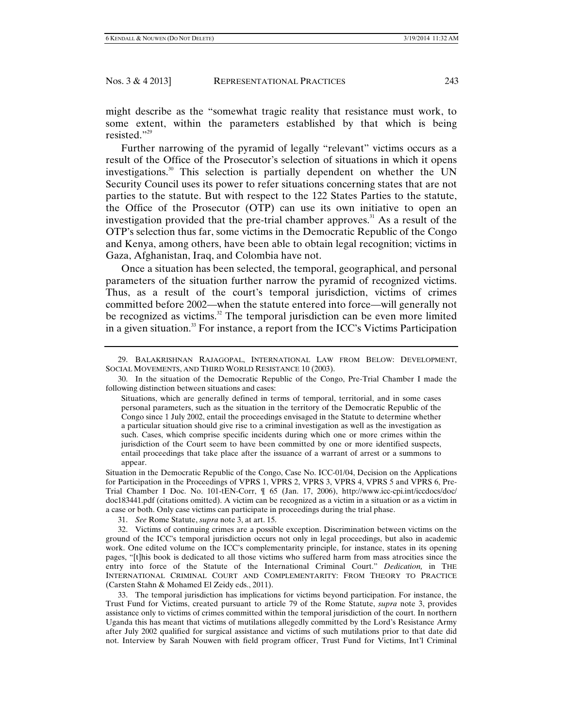might describe as the "somewhat tragic reality that resistance must work, to some extent, within the parameters established by that which is being resisted."[29]

Further narrowing of the pyramid of legally "relevant" victims occurs as a result of the Office of the Prosecutor's selection of situations in which it opens investigations.[30] This selection is partially dependent on whether the UN Security Council uses its power to refer situations concerning states that are not parties to the statute. But with respect to the 122 States Parties to the statute, the Office of the Prosecutor (OTP) can use its own initiative to open an investigation provided that the pre-trial chamber approves.[31] As a result of the OTP's selection thus far, some victims in the Democratic Republic of the Congo and Kenya, among others, have been able to obtain legal recognition; victims in Gaza, Afghanistan, Iraq, and Colombia have not.

Once a situation has been selected, the temporal, geographical, and personal parameters of the situation further narrow the pyramid of recognized victims. Thus, as a result of the court's temporal jurisdiction, victims of crimes committed before 2002—when the statute entered into force—will generally not be recognized as victims.[32] The temporal jurisdiction can be even more limited in a given situation.[33] For instance, a report from the ICC's Victims Participation

---

29. BALAKRISHNAN RAJAGOPAL, INTERNATIONAL LAW FROM BELOW: DEVELOPMENT, SOCIAL MOVEMENTS, AND THIRD WORLD RESISTANCE 10 (2003).

30. In the situation of the Democratic Republic of the Congo, Pre-Trial Chamber I made the following distinction between situations and cases:

> Situations, which are generally defined in terms of temporal, territorial, and in some cases personal parameters, such as the situation in the territory of the Democratic Republic of the Congo since 1 July 2002, entail the proceedings envisaged in the Statute to determine whether a particular situation should give rise to a criminal investigation as well as the investigation as such. Cases, which comprise specific incidents during which one or more crimes within the jurisdiction of the Court seem to have been committed by one or more identified suspects, entail proceedings that take place after the issuance of a warrant of arrest or a summons to appear.

Situation in the Democratic Republic of the Congo, Case No. ICC-01/04, Decision on the Applications for Participation in the Proceedings of VPRS 1, VPRS 2, VPRS 3, VPRS 4, VPRS 5 and VPRS 6, Pre-Trial Chamber I Doc. No. 101-tEN-Corr, ¶ 65 (Jan. 17, 2006), http://www.icc-cpi.int/iccdocs/doc/doc183441.pdf (citations omitted). A victim can be recognized as a victim in a situation or as a victim in a case or both. Only case victims can participate in proceedings during the trial phase.

31. *See* Rome Statute, *supra* note 3, at art. 15.

32. Victims of continuing crimes are a possible exception. Discrimination between victims on the ground of the ICC's temporal jurisdiction occurs not only in legal proceedings, but also in academic work. One edited volume on the ICC's complementarity principle, for instance, states in its opening pages, "[t]his book is dedicated to all those victims who suffered harm from mass atrocities since the entry into force of the Statute of the International Criminal Court." *Dedication,* in THE INTERNATIONAL CRIMINAL COURT AND COMPLEMENTARITY: FROM THEORY TO PRACTICE (Carsten Stahn & Mohamed El Zeidy eds., 2011).

33. The temporal jurisdiction has implications for victims beyond participation. For instance, the Trust Fund for Victims, created pursuant to article 79 of the Rome Statute, *supra* note 3, provides assistance only to victims of crimes committed within the temporal jurisdiction of the court. In northern Uganda this has meant that victims of mutilations allegedly committed by the Lord's Resistance Army after July 2002 qualified for surgical assistance and victims of such mutilations prior to that date did not. Interview by Sarah Nouwen with field program officer, Trust Fund for Victims, Int'l Criminal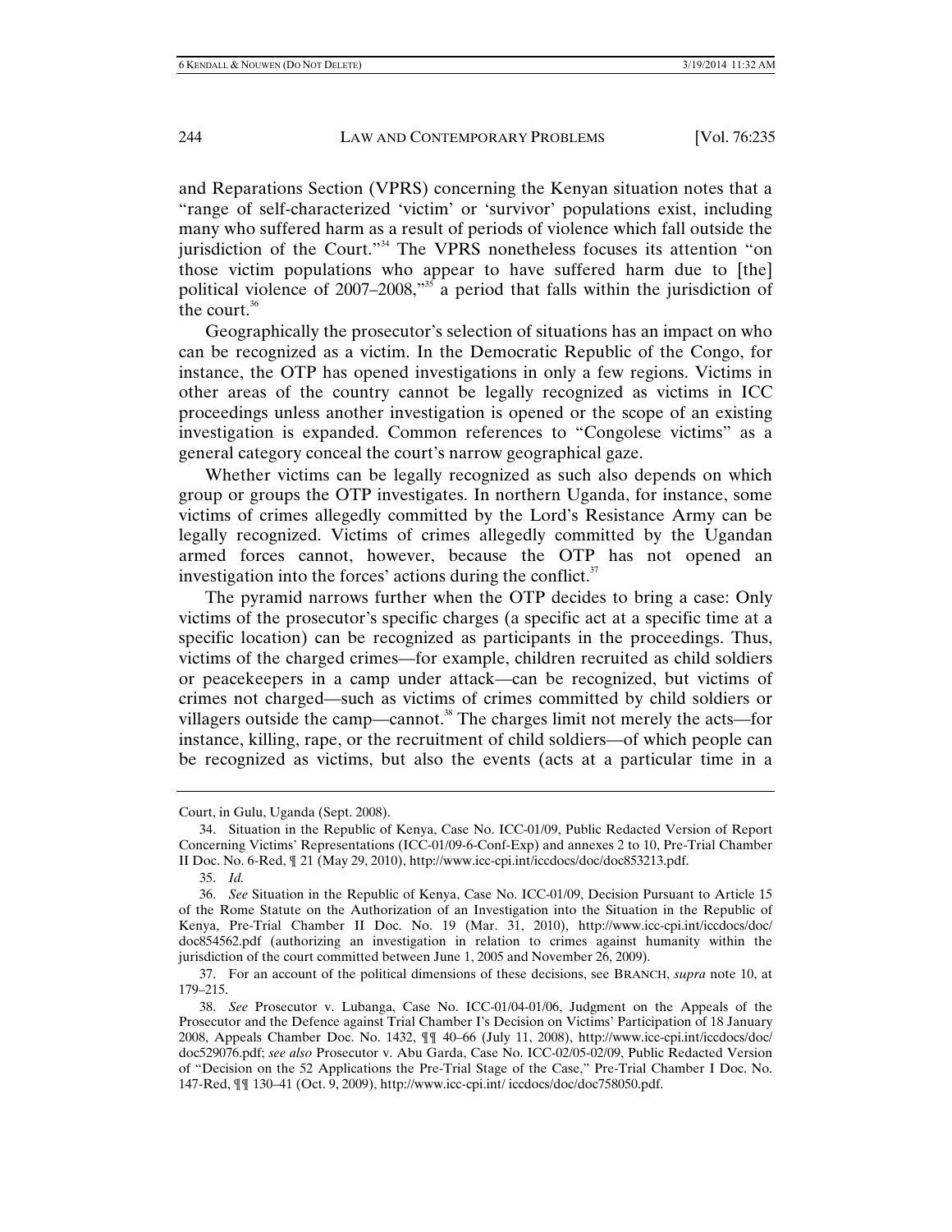and Reparations Section (VPRS) concerning the Kenyan situation notes that a "range of self-characterized 'victim' or 'survivor' populations exist, including many who suffered harm as a result of periods of violence which fall outside the jurisdiction of the Court."[34] The VPRS nonetheless focuses its attention "on those victim populations who appear to have suffered harm due to [the] political violence of 2007–2008,"[35] a period that falls within the jurisdiction of the court.[36]

Geographically the prosecutor's selection of situations has an impact on who can be recognized as a victim. In the Democratic Republic of the Congo, for instance, the OTP has opened investigations in only a few regions. Victims in other areas of the country cannot be legally recognized as victims in ICC proceedings unless another investigation is opened or the scope of an existing investigation is expanded. Common references to "Congolese victims" as a general category conceal the court's narrow geographical gaze.

Whether victims can be legally recognized as such also depends on which group or groups the OTP investigates. In northern Uganda, for instance, some victims of crimes allegedly committed by the Lord's Resistance Army can be legally recognized. Victims of crimes allegedly committed by the Ugandan armed forces cannot, however, because the OTP has not opened an investigation into the forces' actions during the conflict.[37]

The pyramid narrows further when the OTP decides to bring a case: Only victims of the prosecutor's specific charges (a specific act at a specific time at a specific location) can be recognized as participants in the proceedings. Thus, victims of the charged crimes—for example, children recruited as child soldiers or peacekeepers in a camp under attack—can be recognized, but victims of crimes not charged—such as victims of crimes committed by child soldiers or villagers outside the camp—cannot.[38] The charges limit not merely the acts—for instance, killing, rape, or the recruitment of child soldiers—of which people can be recognized as victims, but also the events (acts at a particular time in a

---

Court, in Gulu, Uganda (Sept. 2008).

34. Situation in the Republic of Kenya, Case No. ICC-01/09, Public Redacted Version of Report Concerning Victims' Representations (ICC-01/09-6-Conf-Exp) and annexes 2 to 10, Pre-Trial Chamber II Doc. No. 6-Red, ¶ 21 (May 29, 2010), http://www.icc-cpi.int/iccdocs/doc/doc853213.pdf.

35. *Id.*

36. *See* Situation in the Republic of Kenya, Case No. ICC-01/09, Decision Pursuant to Article 15 of the Rome Statute on the Authorization of an Investigation into the Situation in the Republic of Kenya, Pre-Trial Chamber II Doc. No. 19 (Mar. 31, 2010), http://www.icc-cpi.int/iccdocs/doc/doc854562.pdf (authorizing an investigation in relation to crimes against humanity within the jurisdiction of the court committed between June 1, 2005 and November 26, 2009).

37. For an account of the political dimensions of these decisions, see BRANCH, *supra* note 10, at 179–215.

38. *See* Prosecutor v. Lubanga, Case No. ICC-01/04-01/06, Judgment on the Appeals of the Prosecutor and the Defence against Trial Chamber I's Decision on Victims' Participation of 18 January 2008, Appeals Chamber Doc. No. 1432, ¶¶ 40–66 (July 11, 2008), http://www.icc-cpi.int/iccdocs/doc/doc529076.pdf; *see also* Prosecutor v. Abu Garda, Case No. ICC-02/05-02/09, Public Redacted Version of "Decision on the 52 Applications the Pre-Trial Stage of the Case," Pre-Trial Chamber I Doc. No. 147-Red, ¶¶ 130–41 (Oct. 9, 2009), http://www.icc-cpi.int/ iccdocs/doc/doc758050.pdf.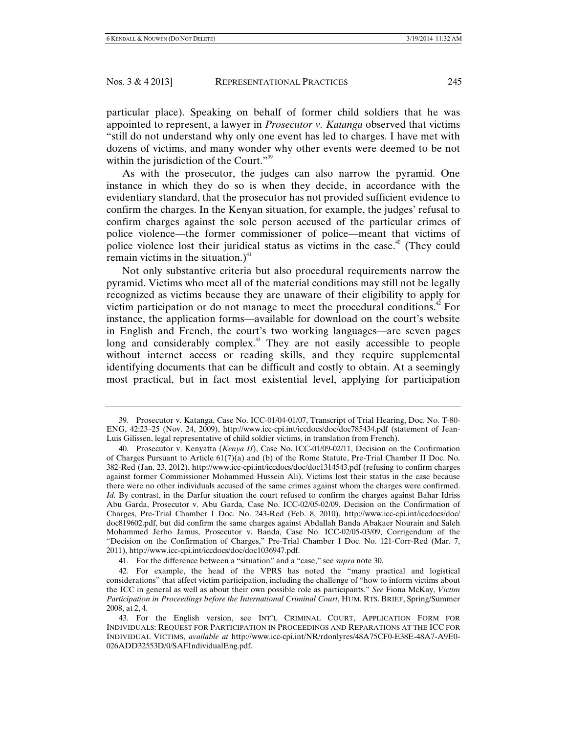particular place). Speaking on behalf of former child soldiers that he was appointed to represent, a lawyer in *Prosecutor v. Katanga* observed that victims "still do not understand why only one event has led to charges. I have met with dozens of victims, and many wonder why other events were deemed to be not within the jurisdiction of the Court."[39]

As with the prosecutor, the judges can also narrow the pyramid. One instance in which they do so is when they decide, in accordance with the evidentiary standard, that the prosecutor has not provided sufficient evidence to confirm the charges. In the Kenyan situation, for example, the judges' refusal to confirm charges against the sole person accused of the particular crimes of police violence—the former commissioner of police—meant that victims of police violence lost their juridical status as victims in the case.[40] (They could remain victims in the situation.)[41]

Not only substantive criteria but also procedural requirements narrow the pyramid. Victims who meet all of the material conditions may still not be legally recognized as victims because they are unaware of their eligibility to apply for victim participation or do not manage to meet the procedural conditions.[42] For instance, the application forms—available for download on the court's website in English and French, the court's two working languages—are seven pages long and considerably complex.[43] They are not easily accessible to people without internet access or reading skills, and they require supplemental identifying documents that can be difficult and costly to obtain. At a seemingly most practical, but in fact most existential level, applying for participation

---

39. Prosecutor v. Katanga, Case No. ICC-01/04-01/07, Transcript of Trial Hearing, Doc. No. T-80-ENG, 42:23–25 (Nov. 24, 2009), http://www.icc-cpi.int/iccdocs/doc/doc785434.pdf (statement of Jean-Luis Gilissen, legal representative of child soldier victims, in translation from French).

40. Prosecutor v. Kenyatta (*Kenya II*), Case No. ICC-01/09-02/11, Decision on the Confirmation of Charges Pursuant to Article 61(7)(a) and (b) of the Rome Statute, Pre-Trial Chamber II Doc. No. 382-Red (Jan. 23, 2012), http://www.icc-cpi.int/iccdocs/doc/doc1314543.pdf (refusing to confirm charges against former Commissioner Mohammed Hussein Ali). Victims lost their status in the case because there were no other individuals accused of the same crimes against whom the charges were confirmed. *Id.* By contrast, in the Darfur situation the court refused to confirm the charges against Bahar Idriss Abu Garda, Prosecutor v. Abu Garda*,* Case No. ICC-02/05-02/09, Decision on the Confirmation of Charges, Pre-Trial Chamber I Doc. No. 243-Red (Feb. 8, 2010), http://www.icc-cpi.int/iccdocs/doc/doc819602.pdf, but did confirm the same charges against Abdallah Banda Abakaer Nourain and Saleh Mohammed Jerbo Jamus, Prosecutor v. Banda, Case No. ICC-02/05-03/09, Corrigendum of the "Decision on the Confirmation of Charges," Pre-Trial Chamber I Doc. No. 121-Corr-Red (Mar. 7, 2011), http://www.icc-cpi.int/iccdocs/doc/doc1036947.pdf.

41. For the difference between a "situation" and a "case," see *supra* note 30.

42. For example, the head of the VPRS has noted the "many practical and logistical considerations" that affect victim participation, including the challenge of "how to inform victims about the ICC in general as well as about their own possible role as participants." *See* Fiona McKay, *Victim Participation in Proceedings before the International Criminal Court*, HUM. RTS. BRIEF, Spring/Summer 2008, at 2, 4.

43. For the English version, see INT'L CRIMINAL COURT, APPLICATION FORM FOR INDIVIDUALS: REQUEST FOR PARTICIPATION IN PROCEEDINGS AND REPARATIONS AT THE ICC FOR INDIVIDUAL VICTIMS, *available at* http://www.icc-cpi.int/NR/rdonlyres/48A75CF0-E38E-48A7-A9E0-026ADD32553D/0/SAFIndividualEng.pdf.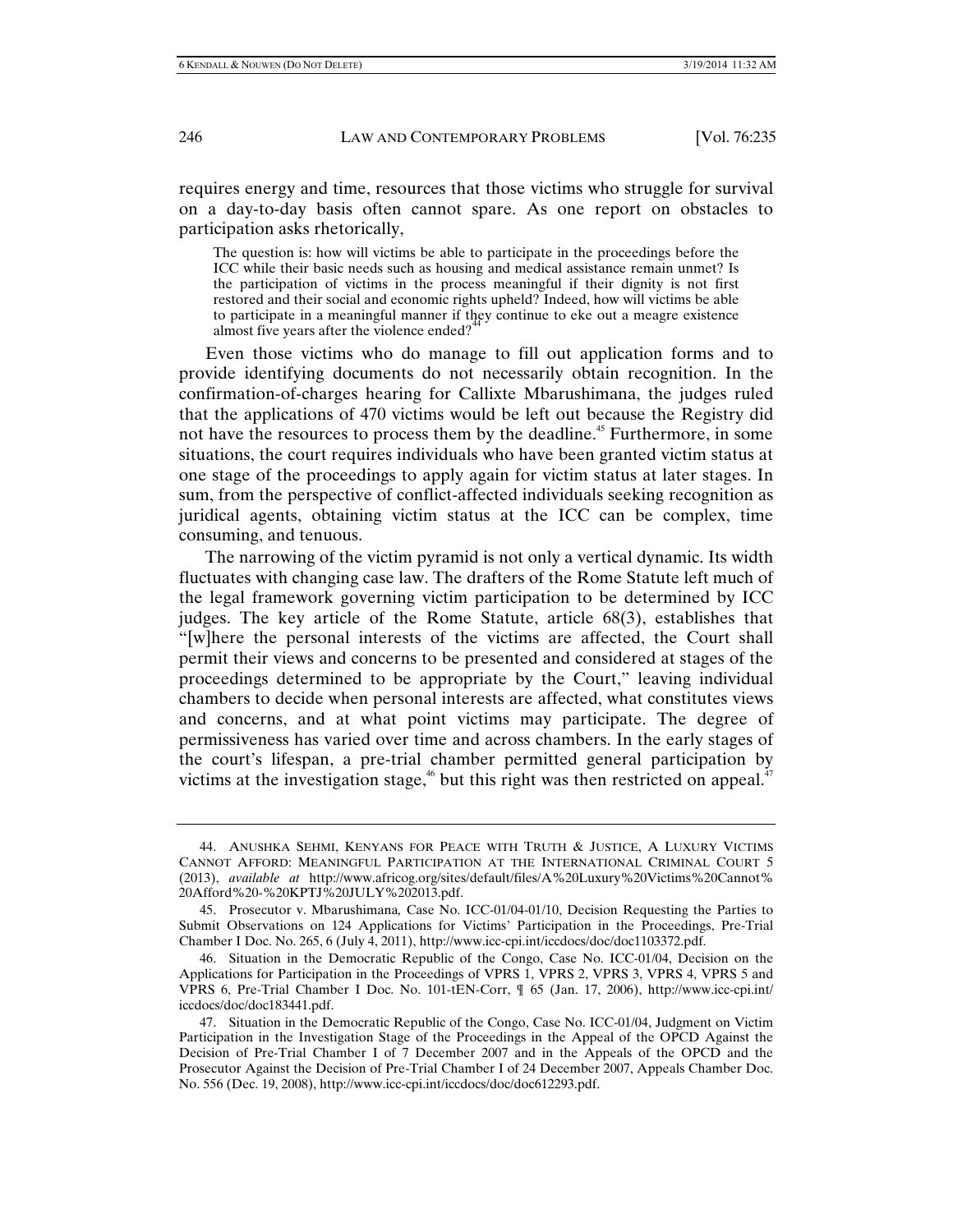requires energy and time, resources that those victims who struggle for survival on a day-to-day basis often cannot spare. As one report on obstacles to participation asks rhetorically,

> The question is: how will victims be able to participate in the proceedings before the ICC while their basic needs such as housing and medical assistance remain unmet? Is the participation of victims in the process meaningful if their dignity is not first restored and their social and economic rights upheld? Indeed, how will victims be able to participate in a meaningful manner if they continue to eke out a meagre existence almost five years after the violence ended?[44]

Even those victims who do manage to fill out application forms and to provide identifying documents do not necessarily obtain recognition. In the confirmation-of-charges hearing for Callixte Mbarushimana, the judges ruled that the applications of 470 victims would be left out because the Registry did not have the resources to process them by the deadline.[45] Furthermore, in some situations, the court requires individuals who have been granted victim status at one stage of the proceedings to apply again for victim status at later stages. In sum, from the perspective of conflict-affected individuals seeking recognition as juridical agents, obtaining victim status at the ICC can be complex, time consuming, and tenuous.

The narrowing of the victim pyramid is not only a vertical dynamic. Its width fluctuates with changing case law. The drafters of the Rome Statute left much of the legal framework governing victim participation to be determined by ICC judges. The key article of the Rome Statute, article 68(3), establishes that "[w]here the personal interests of the victims are affected, the Court shall permit their views and concerns to be presented and considered at stages of the proceedings determined to be appropriate by the Court," leaving individual chambers to decide when personal interests are affected, what constitutes views and concerns, and at what point victims may participate. The degree of permissiveness has varied over time and across chambers. In the early stages of the court's lifespan, a pre-trial chamber permitted general participation by victims at the investigation stage,[46] but this right was then restricted on appeal.[47]

---

44. ANUSHKA SEHMI, KENYANS FOR PEACE WITH TRUTH & JUSTICE, A LUXURY VICTIMS CANNOT AFFORD: MEANINGFUL PARTICIPATION AT THE INTERNATIONAL CRIMINAL COURT 5 (2013), *available at* http://www.africog.org/sites/default/files/A%20Luxury%20Victims%20Cannot%20Afford%20-%20KPTJ%20JULY%202013.pdf.

45. Prosecutor v. Mbarushimana*,* Case No. ICC-01/04-01/10, Decision Requesting the Parties to Submit Observations on 124 Applications for Victims' Participation in the Proceedings, Pre-Trial Chamber I Doc. No. 265, 6 (July 4, 2011), http://www.icc-cpi.int/iccdocs/doc/doc1103372.pdf.

46. Situation in the Democratic Republic of the Congo, Case No. ICC-01/04, Decision on the Applications for Participation in the Proceedings of VPRS 1, VPRS 2, VPRS 3, VPRS 4, VPRS 5 and VPRS 6, Pre-Trial Chamber I Doc. No. 101-tEN-Corr, ¶ 65 (Jan. 17, 2006), http://www.icc-cpi.int/iccdocs/doc/doc183441.pdf.

47. Situation in the Democratic Republic of the Congo, Case No. ICC-01/04, Judgment on Victim Participation in the Investigation Stage of the Proceedings in the Appeal of the OPCD Against the Decision of Pre-Trial Chamber I of 7 December 2007 and in the Appeals of the OPCD and the Prosecutor Against the Decision of Pre-Trial Chamber I of 24 December 2007, Appeals Chamber Doc. No. 556 (Dec. 19, 2008), http://www.icc-cpi.int/iccdocs/doc/doc612293.pdf.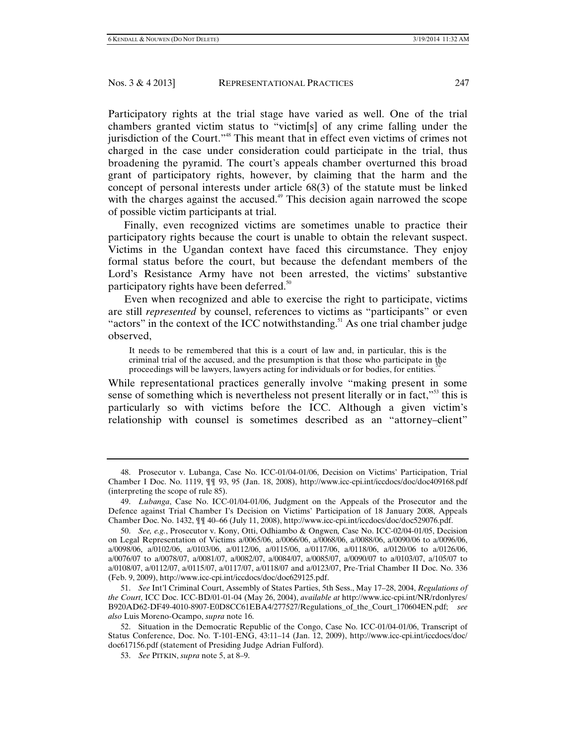Participatory rights at the trial stage have varied as well. One of the trial chambers granted victim status to "victim[s] of any crime falling under the jurisdiction of the Court."[48] This meant that in effect even victims of crimes not charged in the case under consideration could participate in the trial, thus broadening the pyramid. The court's appeals chamber overturned this broad grant of participatory rights, however, by claiming that the harm and the concept of personal interests under article 68(3) of the statute must be linked with the charges against the accused.[49] This decision again narrowed the scope of possible victim participants at trial.

Finally, even recognized victims are sometimes unable to practice their participatory rights because the court is unable to obtain the relevant suspect. Victims in the Ugandan context have faced this circumstance. They enjoy formal status before the court, but because the defendant members of the Lord's Resistance Army have not been arrested, the victims' substantive participatory rights have been deferred.[50]

Even when recognized and able to exercise the right to participate, victims are still *represented* by counsel, references to victims as "participants" or even "actors" in the context of the ICC notwithstanding.[51] As one trial chamber judge observed,

> It needs to be remembered that this is a court of law and, in particular, this is the criminal trial of the accused, and the presumption is that those who participate in the proceedings will be lawyers, lawyers acting for individuals or for bodies, for entities.[52]

While representational practices generally involve "making present in some sense of something which is nevertheless not present literally or in fact,"[53] this is particularly so with victims before the ICC. Although a given victim's relationship with counsel is sometimes described as an "attorney–client"

---

48. Prosecutor v. Lubanga, Case No. ICC-01/04-01/06, Decision on Victims' Participation, Trial Chamber I Doc. No. 1119, ¶¶ 93, 95 (Jan. 18, 2008), http://www.icc-cpi.int/iccdocs/doc/doc409168.pdf (interpreting the scope of rule 85).

49. *Lubanga*, Case No. ICC-01/04-01/06, Judgment on the Appeals of the Prosecutor and the Defence against Trial Chamber I's Decision on Victims' Participation of 18 January 2008, Appeals Chamber Doc. No. 1432, ¶¶ 40–66 (July 11, 2008), http://www.icc-cpi.int/iccdocs/doc/doc529076.pdf.

50. *See, e.g.*, Prosecutor v. Kony, Otti, Odhiambo & Ongwen, Case No. ICC-02/04-01/05, Decision on Legal Representation of Victims a/0065/06, a/0066/06, a/0068/06, a/0088/06, a/0090/06 to a/0096/06, a/0098/06, a/0102/06, a/0103/06, a/0112/06, a/0115/06, a/0117/06, a/0118/06, a/0120/06 to a/0126/06, a/0076/07 to a/0078/07, a/0081/07, a/0082/07, a/0084/07, a/0085/07, a/0090/07 to a/0103/07, a/105/07 to a/0108/07, a/0112/07, a/0115/07, a/0117/07, a/0118/07 and a/0123/07, Pre-Trial Chamber II Doc. No. 336 (Feb. 9, 2009), http://www.icc-cpi.int/iccdocs/doc/doc629125.pdf.

51. *See* Int'l Criminal Court, Assembly of States Parties, 5th Sess., May 17–28, 2004, *Regulations of the Court*, ICC Doc. ICC-BD/01-01-04 (May 26, 2004), *available at* http://www.icc-cpi.int/NR/rdonlyres/B920AD62-DF49-4010-8907-E0D8CC61EBA4/277527/Regulations_of_the_Court_170604EN.pdf; *see also* Luis Moreno-Ocampo, *supra* note 16.

52. Situation in the Democratic Republic of the Congo, Case No. ICC-01/04-01/06, Transcript of Status Conference, Doc. No. T-101-ENG, 43:11–14 (Jan. 12, 2009), http://www.icc-cpi.int/iccdocs/doc/doc617156.pdf (statement of Presiding Judge Adrian Fulford).

53. *See* PITKIN, *supra* note 5, at 8–9.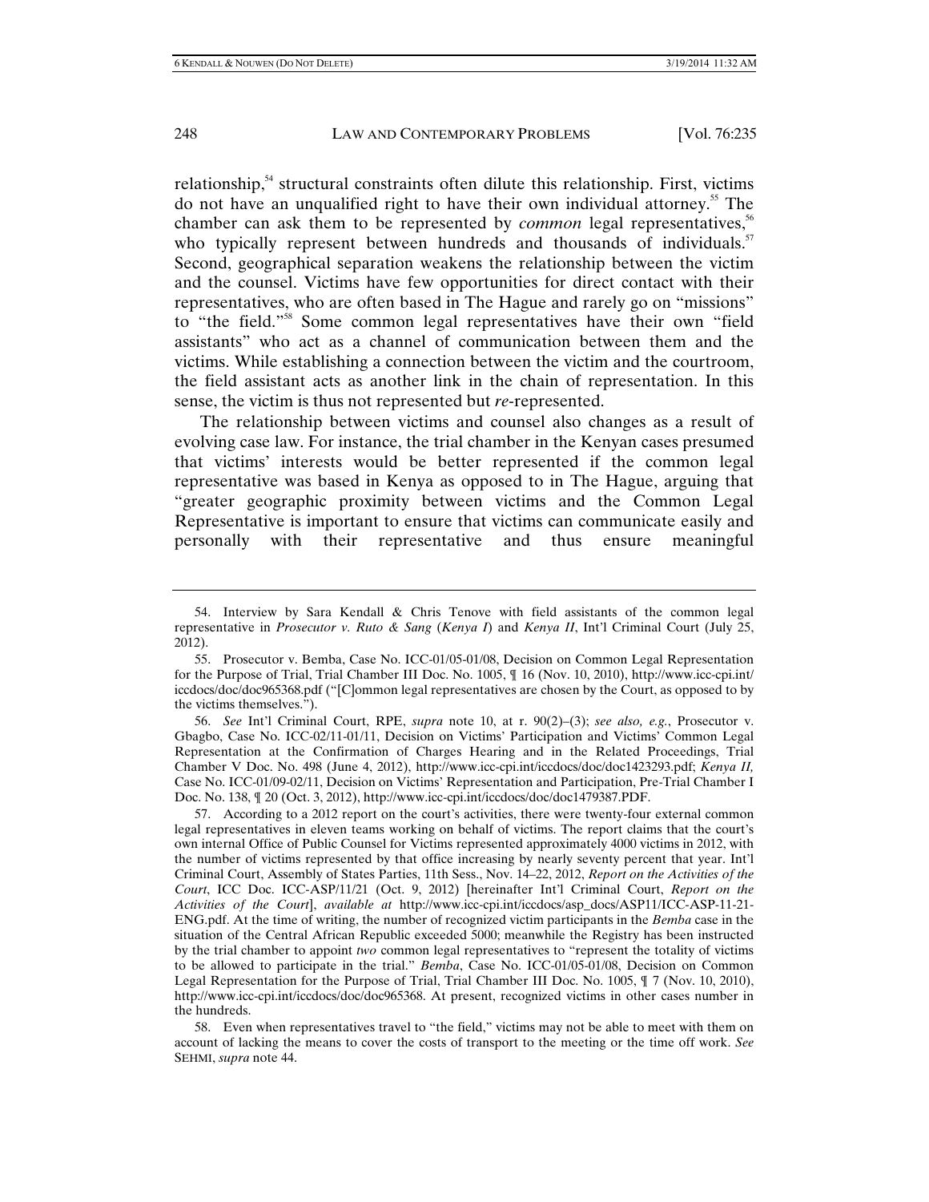relationship,[54] structural constraints often dilute this relationship. First, victims do not have an unqualified right to have their own individual attorney.[55] The chamber can ask them to be represented by *common* legal representatives,[56] who typically represent between hundreds and thousands of individuals.[57] Second, geographical separation weakens the relationship between the victim and the counsel. Victims have few opportunities for direct contact with their representatives, who are often based in The Hague and rarely go on "missions" to "the field."[58] Some common legal representatives have their own "field assistants" who act as a channel of communication between them and the victims. While establishing a connection between the victim and the courtroom, the field assistant acts as another link in the chain of representation. In this sense, the victim is thus not represented but *re*-represented.

The relationship between victims and counsel also changes as a result of evolving case law. For instance, the trial chamber in the Kenyan cases presumed that victims' interests would be better represented if the common legal representative was based in Kenya as opposed to in The Hague, arguing that "greater geographic proximity between victims and the Common Legal Representative is important to ensure that victims can communicate easily and personally with their representative and thus ensure meaningful

---

54. Interview by Sara Kendall & Chris Tenove with field assistants of the common legal representative in *Prosecutor v. Ruto & Sang* (*Kenya I*) and *Kenya II*, Int'l Criminal Court (July 25, 2012).

55. Prosecutor v. Bemba, Case No. ICC-01/05-01/08, Decision on Common Legal Representation for the Purpose of Trial, Trial Chamber III Doc. No. 1005, ¶ 16 (Nov. 10, 2010), http://www.icc-cpi.int/iccdocs/doc/doc965368.pdf ("[C]ommon legal representatives are chosen by the Court, as opposed to by the victims themselves.").

56. *See* Int'l Criminal Court, RPE, *supra* note 10, at r. 90(2)–(3); *see also, e.g.*, Prosecutor v. Gbagbo, Case No. ICC-02/11-01/11, Decision on Victims' Participation and Victims' Common Legal Representation at the Confirmation of Charges Hearing and in the Related Proceedings, Trial Chamber V Doc. No. 498 (June 4, 2012), http://www.icc-cpi.int/iccdocs/doc/doc1423293.pdf; *Kenya II,* Case No. ICC-01/09-02/11, Decision on Victims' Representation and Participation, Pre-Trial Chamber I Doc. No. 138, ¶ 20 (Oct. 3, 2012), http://www.icc-cpi.int/iccdocs/doc/doc1479387.PDF.

57. According to a 2012 report on the court's activities, there were twenty-four external common legal representatives in eleven teams working on behalf of victims. The report claims that the court's own internal Office of Public Counsel for Victims represented approximately 4000 victims in 2012, with the number of victims represented by that office increasing by nearly seventy percent that year. Int'l Criminal Court, Assembly of States Parties, 11th Sess., Nov. 14–22, 2012, *Report on the Activities of the Court*, ICC Doc. ICC-ASP/11/21 (Oct. 9, 2012) [hereinafter Int'l Criminal Court, *Report on the Activities of the Court*], *available at* http://www.icc-cpi.int/iccdocs/asp_docs/ASP11/ICC-ASP-11-21-ENG.pdf. At the time of writing, the number of recognized victim participants in the *Bemba* case in the situation of the Central African Republic exceeded 5000; meanwhile the Registry has been instructed by the trial chamber to appoint *two* common legal representatives to "represent the totality of victims to be allowed to participate in the trial." *Bemba*, Case No. ICC-01/05-01/08, Decision on Common Legal Representation for the Purpose of Trial, Trial Chamber III Doc. No. 1005, ¶ 7 (Nov. 10, 2010), http://www.icc-cpi.int/iccdocs/doc/doc965368. At present, recognized victims in other cases number in the hundreds.

58. Even when representatives travel to "the field," victims may not be able to meet with them on account of lacking the means to cover the costs of transport to the meeting or the time off work. *See* SEHMI, *supra* note 44.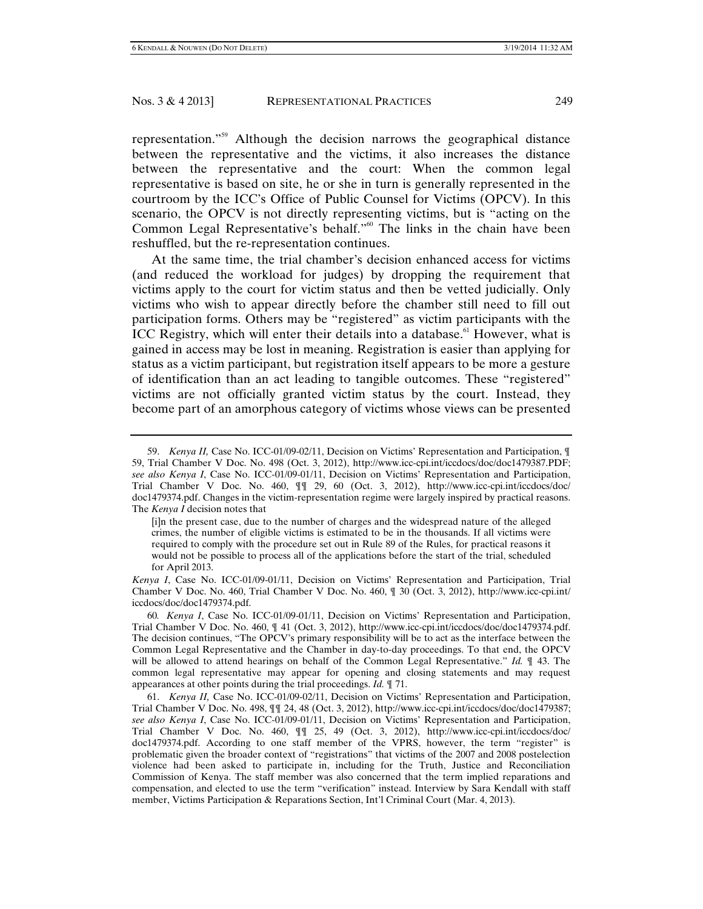representation."[59] Although the decision narrows the geographical distance between the representative and the victims, it also increases the distance between the representative and the court: When the common legal representative is based on site, he or she in turn is generally represented in the courtroom by the ICC's Office of Public Counsel for Victims (OPCV). In this scenario, the OPCV is not directly representing victims, but is "acting on the Common Legal Representative's behalf."[60] The links in the chain have been reshuffled, but the re-representation continues.

At the same time, the trial chamber's decision enhanced access for victims (and reduced the workload for judges) by dropping the requirement that victims apply to the court for victim status and then be vetted judicially. Only victims who wish to appear directly before the chamber still need to fill out participation forms. Others may be "registered" as victim participants with the ICC Registry, which will enter their details into a database.[61] However, what is gained in access may be lost in meaning. Registration is easier than applying for status as a victim participant, but registration itself appears to be more a gesture of identification than an act leading to tangible outcomes. These "registered" victims are not officially granted victim status by the court. Instead, they become part of an amorphous category of victims whose views can be presented

---

59. *Kenya II,* Case No. ICC-01/09-02/11, Decision on Victims' Representation and Participation, ¶ 59, Trial Chamber V Doc. No. 498 (Oct. 3, 2012), http://www.icc-cpi.int/iccdocs/doc/doc1479387.PDF; *see also Kenya I*, Case No. ICC-01/09-01/11, Decision on Victims' Representation and Participation, Trial Chamber V Doc. No. 460, ¶¶ 29, 60 (Oct. 3, 2012), http://www.icc-cpi.int/iccdocs/doc/doc1479374.pdf. Changes in the victim-representation regime were largely inspired by practical reasons. The *Kenya I* decision notes that

> [i]n the present case, due to the number of charges and the widespread nature of the alleged crimes, the number of eligible victims is estimated to be in the thousands. If all victims were required to comply with the procedure set out in Rule 89 of the Rules, for practical reasons it would not be possible to process all of the applications before the start of the trial, scheduled for April 2013.

*Kenya I*, Case No. ICC-01/09-01/11, Decision on Victims' Representation and Participation, Trial Chamber V Doc. No. 460, Trial Chamber V Doc. No. 460, ¶ 30 (Oct. 3, 2012), http://www.icc-cpi.int/iccdocs/doc/doc1479374.pdf.

60. *Kenya I*, Case No. ICC-01/09-01/11, Decision on Victims' Representation and Participation, Trial Chamber V Doc. No. 460, ¶ 41 (Oct. 3, 2012), http://www.icc-cpi.int/iccdocs/doc/doc1479374.pdf. The decision continues, "The OPCV's primary responsibility will be to act as the interface between the Common Legal Representative and the Chamber in day-to-day proceedings. To that end, the OPCV will be allowed to attend hearings on behalf of the Common Legal Representative." *Id.* ¶ 43. The common legal representative may appear for opening and closing statements and may request appearances at other points during the trial proceedings. *Id.* ¶ 71.

61. *Kenya II,* Case No. ICC-01/09-02/11, Decision on Victims' Representation and Participation, Trial Chamber V Doc. No. 498, ¶¶ 24, 48 (Oct. 3, 2012), http://www.icc-cpi.int/iccdocs/doc/doc1479387; *see also Kenya I*, Case No. ICC-01/09-01/11, Decision on Victims' Representation and Participation, Trial Chamber V Doc. No. 460, ¶¶ 25, 49 (Oct. 3, 2012), http://www.icc-cpi.int/iccdocs/doc/doc1479374.pdf. According to one staff member of the VPRS, however, the term "register" is problematic given the broader context of "registrations" that victims of the 2007 and 2008 postelection violence had been asked to participate in, including for the Truth, Justice and Reconciliation Commission of Kenya. The staff member was also concerned that the term implied reparations and compensation, and elected to use the term "verification" instead. Interview by Sara Kendall with staff member, Victims Participation & Reparations Section, Int'l Criminal Court (Mar. 4, 2013).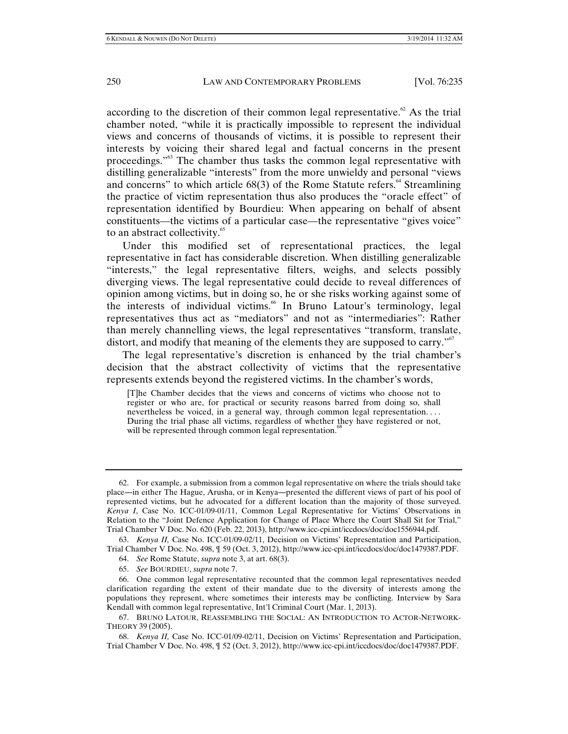according to the discretion of their common legal representative.[62] As the trial chamber noted, "while it is practically impossible to represent the individual views and concerns of thousands of victims, it is possible to represent their interests by voicing their shared legal and factual concerns in the present proceedings."[63] The chamber thus tasks the common legal representative with distilling generalizable "interests" from the more unwieldy and personal "views and concerns" to which article 68(3) of the Rome Statute refers.[64] Streamlining the practice of victim representation thus also produces the "oracle effect" of representation identified by Bourdieu: When appearing on behalf of absent constituents—the victims of a particular case—the representative "gives voice" to an abstract collectivity.[65]

Under this modified set of representational practices, the legal representative in fact has considerable discretion. When distilling generalizable "interests," the legal representative filters, weighs, and selects possibly diverging views. The legal representative could decide to reveal differences of opinion among victims, but in doing so, he or she risks working against some of the interests of individual victims.[66] In Bruno Latour's terminology, legal representatives thus act as "mediators" and not as "intermediaries": Rather than merely channelling views, the legal representatives "transform, translate, distort, and modify that meaning of the elements they are supposed to carry."[67]

The legal representative's discretion is enhanced by the trial chamber's decision that the abstract collectivity of victims that the representative represents extends beyond the registered victims. In the chamber's words,

> [T]he Chamber decides that the views and concerns of victims who choose not to register or who are, for practical or security reasons barred from doing so, shall nevertheless be voiced, in a general way, through common legal representation. . . . During the trial phase all victims, regardless of whether they have registered or not, will be represented through common legal representation.[68]

---

62. For example, a submission from a common legal representative on where the trials should take place—in either The Hague, Arusha, or in Kenya—presented the different views of part of his pool of represented victims, but he advocated for a different location than the majority of those surveyed. *Kenya I*, Case No. ICC-01/09-01/11, Common Legal Representative for Victims' Observations in Relation to the "Joint Defence Application for Change of Place Where the Court Shall Sit for Trial," Trial Chamber V Doc. No. 620 (Feb. 22, 2013), http://www.icc-cpi.int/iccdocs/doc/doc1556944.pdf.

63. *Kenya II,* Case No. ICC-01/09-02/11, Decision on Victims' Representation and Participation, Trial Chamber V Doc. No. 498, ¶ 59 (Oct. 3, 2012), http://www.icc-cpi.int/iccdocs/doc/doc1479387.PDF.

64. *See* Rome Statute, *supra* note 3, at art. 68(3).

65. *See* BOURDIEU, *supra* note 7.

66. One common legal representative recounted that the common legal representatives needed clarification regarding the extent of their mandate due to the diversity of interests among the populations they represent, where sometimes their interests may be conflicting. Interview by Sara Kendall with common legal representative, Int'l Criminal Court (Mar. 1, 2013).

67. BRUNO LATOUR, REASSEMBLING THE SOCIAL: AN INTRODUCTION TO ACTOR-NETWORK-THEORY 39 (2005).

68. *Kenya II,* Case No. ICC-01/09-02/11, Decision on Victims' Representation and Participation, Trial Chamber V Doc. No. 498, ¶ 52 (Oct. 3, 2012), http://www.icc-cpi.int/iccdocs/doc/doc1479387.PDF.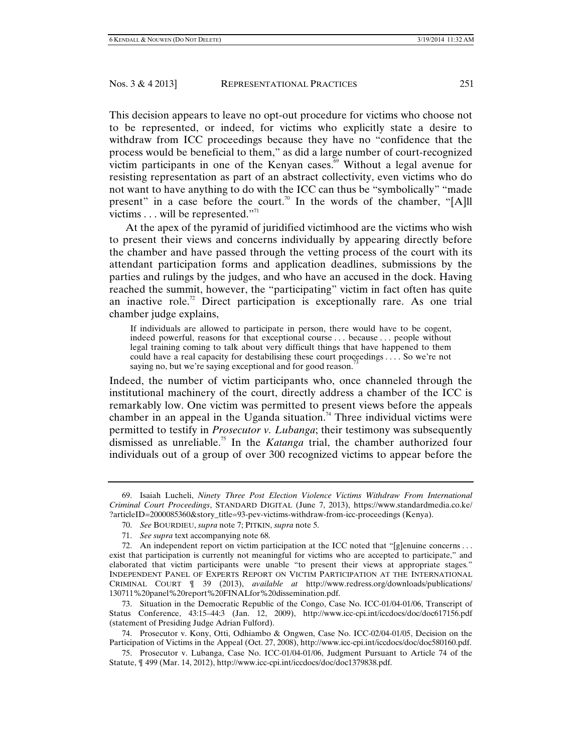This decision appears to leave no opt-out procedure for victims who choose not to be represented, or indeed, for victims who explicitly state a desire to withdraw from ICC proceedings because they have no "confidence that the process would be beneficial to them," as did a large number of court-recognized victim participants in one of the Kenyan cases.[69] Without a legal avenue for resisting representation as part of an abstract collectivity, even victims who do not want to have anything to do with the ICC can thus be "symbolically" "made present" in a case before the court.[70] In the words of the chamber, "[A]ll victims . . . will be represented."[71]

At the apex of the pyramid of juridified victimhood are the victims who wish to present their views and concerns individually by appearing directly before the chamber and have passed through the vetting process of the court with its attendant participation forms and application deadlines, submissions by the parties and rulings by the judges, and who have an accused in the dock. Having reached the summit, however, the "participating" victim in fact often has quite an inactive role.[72] Direct participation is exceptionally rare. As one trial chamber judge explains,

> If individuals are allowed to participate in person, there would have to be cogent, indeed powerful, reasons for that exceptional course . . . because . . . people without legal training coming to talk about very difficult things that have happened to them could have a real capacity for destabilising these court proceedings . . . . So we're not saying no, but we're saying exceptional and for good reason.[73]

Indeed, the number of victim participants who, once channeled through the institutional machinery of the court, directly address a chamber of the ICC is remarkably low. One victim was permitted to present views before the appeals chamber in an appeal in the Uganda situation.[74] Three individual victims were permitted to testify in *Prosecutor v. Lubanga*; their testimony was subsequently dismissed as unreliable.[75] In the *Katanga* trial, the chamber authorized four individuals out of a group of over 300 recognized victims to appear before the

---

69. Isaiah Lucheli, *Ninety Three Post Election Violence Victims Withdraw From International Criminal Court Proceedings*, STANDARD DIGITAL (June 7, 2013), https://www.standardmedia.co.ke/?articleID=2000085360&story_title=93-pev-victims-withdraw-from-icc-proceedings (Kenya).

70. *See* BOURDIEU, *supra* note 7; PITKIN, *supra* note 5.

71. *See supra* text accompanying note 68.

72. An independent report on victim participation at the ICC noted that "[g]enuine concerns . . . exist that participation is currently not meaningful for victims who are accepted to participate," and elaborated that victim participants were unable "to present their views at appropriate stages." INDEPENDENT PANEL OF EXPERTS REPORT ON VICTIM PARTICIPATION AT THE INTERNATIONAL CRIMINAL COURT ¶ 39 (2013), *available at* http://www.redress.org/downloads/publications/130711%20panel%20report%20FINALfor%20dissemination.pdf.

73. Situation in the Democratic Republic of the Congo, Case No. ICC-01/04-01/06, Transcript of Status Conference, 43:15–44:3 (Jan. 12, 2009), http://www.icc-cpi.int/iccdocs/doc/doc617156.pdf (statement of Presiding Judge Adrian Fulford).

74. Prosecutor v. Kony, Otti, Odhiambo & Ongwen, Case No. ICC-02/04-01/05, Decision on the Participation of Victims in the Appeal (Oct. 27, 2008), http://www.icc-cpi.int/iccdocs/doc/doc580160.pdf.

75. Prosecutor v. Lubanga, Case No. ICC-01/04-01/06, Judgment Pursuant to Article 74 of the Statute, ¶ 499 (Mar. 14, 2012), http://www.icc-cpi.int/iccdocs/doc/doc1379838.pdf.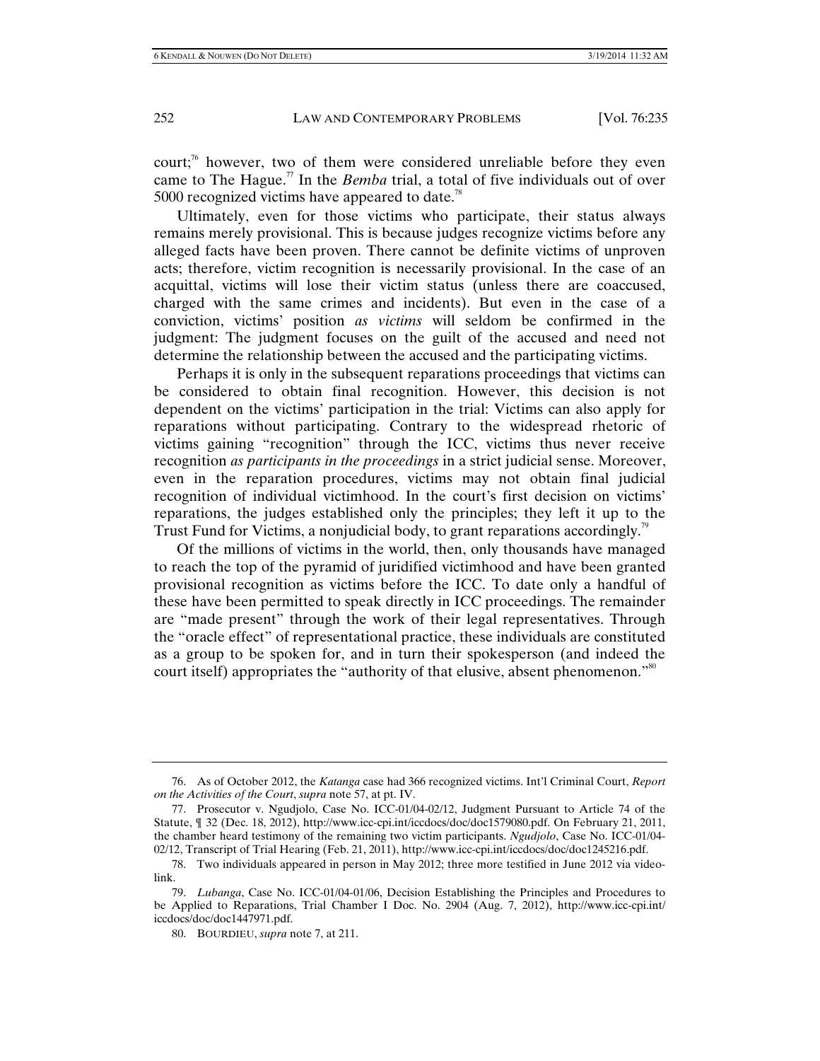court;[76] however, two of them were considered unreliable before they even came to The Hague.[77] In the *Bemba* trial, a total of five individuals out of over 5000 recognized victims have appeared to date.[78]

Ultimately, even for those victims who participate, their status always remains merely provisional. This is because judges recognize victims before any alleged facts have been proven. There cannot be definite victims of unproven acts; therefore, victim recognition is necessarily provisional. In the case of an acquittal, victims will lose their victim status (unless there are coaccused, charged with the same crimes and incidents). But even in the case of a conviction, victims' position *as victims* will seldom be confirmed in the judgment: The judgment focuses on the guilt of the accused and need not determine the relationship between the accused and the participating victims.

Perhaps it is only in the subsequent reparations proceedings that victims can be considered to obtain final recognition. However, this decision is not dependent on the victims' participation in the trial: Victims can also apply for reparations without participating. Contrary to the widespread rhetoric of victims gaining "recognition" through the ICC, victims thus never receive recognition *as participants in the proceedings* in a strict judicial sense. Moreover, even in the reparation procedures, victims may not obtain final judicial recognition of individual victimhood. In the court's first decision on victims' reparations, the judges established only the principles; they left it up to the Trust Fund for Victims, a nonjudicial body, to grant reparations accordingly.[79]

Of the millions of victims in the world, then, only thousands have managed to reach the top of the pyramid of juridified victimhood and have been granted provisional recognition as victims before the ICC. To date only a handful of these have been permitted to speak directly in ICC proceedings. The remainder are "made present" through the work of their legal representatives. Through the "oracle effect" of representational practice, these individuals are constituted as a group to be spoken for, and in turn their spokesperson (and indeed the court itself) appropriates the "authority of that elusive, absent phenomenon."[80]

---

76. As of October 2012, the *Katanga* case had 366 recognized victims. Int'l Criminal Court, *Report on the Activities of the Court*, *supra* note 57, at pt. IV.

77. Prosecutor v. Ngudjolo, Case No. ICC-01/04-02/12, Judgment Pursuant to Article 74 of the Statute, ¶ 32 (Dec. 18, 2012), http://www.icc-cpi.int/iccdocs/doc/doc1579080.pdf. On February 21, 2011, the chamber heard testimony of the remaining two victim participants. *Ngudjolo*, Case No. ICC-01/04-02/12, Transcript of Trial Hearing (Feb. 21, 2011), http://www.icc-cpi.int/iccdocs/doc/doc1245216.pdf.

78. Two individuals appeared in person in May 2012; three more testified in June 2012 via video-link.

79. *Lubanga*, Case No. ICC-01/04-01/06, Decision Establishing the Principles and Procedures to be Applied to Reparations, Trial Chamber I Doc. No. 2904 (Aug. 7, 2012), http://www.icc-cpi.int/iccdocs/doc/doc1447971.pdf.

80. BOURDIEU, *supra* note 7, at 211.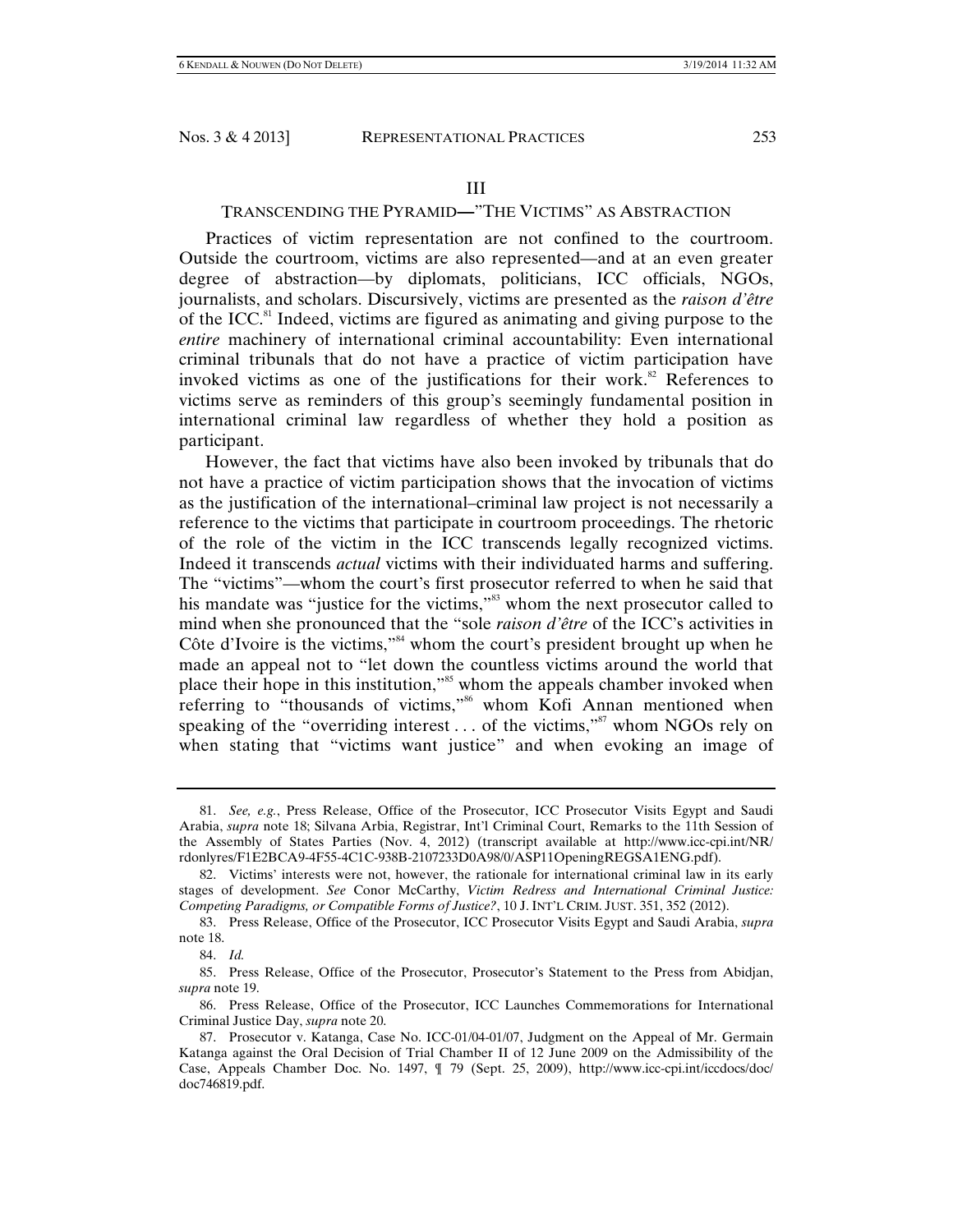## III

## TRANSCENDING THE PYRAMID—"THE VICTIMS" AS ABSTRACTION

Practices of victim representation are not confined to the courtroom. Outside the courtroom, victims are also represented—and at an even greater degree of abstraction—by diplomats, politicians, ICC officials, NGOs, journalists, and scholars. Discursively, victims are presented as the *raison d'être* of the ICC.[81] Indeed, victims are figured as animating and giving purpose to the *entire* machinery of international criminal accountability: Even international criminal tribunals that do not have a practice of victim participation have invoked victims as one of the justifications for their work.[82] References to victims serve as reminders of this group's seemingly fundamental position in international criminal law regardless of whether they hold a position as participant.

However, the fact that victims have also been invoked by tribunals that do not have a practice of victim participation shows that the invocation of victims as the justification of the international–criminal law project is not necessarily a reference to the victims that participate in courtroom proceedings. The rhetoric of the role of the victim in the ICC transcends legally recognized victims. Indeed it transcends *actual* victims with their individuated harms and suffering. The "victims"—whom the court's first prosecutor referred to when he said that his mandate was "justice for the victims,"[83] whom the next prosecutor called to mind when she pronounced that the "sole *raison d'être* of the ICC's activities in Côte d'Ivoire is the victims,"[84] whom the court's president brought up when he made an appeal not to "let down the countless victims around the world that place their hope in this institution,"[85] whom the appeals chamber invoked when referring to "thousands of victims,"[86] whom Kofi Annan mentioned when speaking of the "overriding interest . . . of the victims,"[87] whom NGOs rely on when stating that "victims want justice" and when evoking an image of

---

81. *See, e.g.*, Press Release, Office of the Prosecutor, ICC Prosecutor Visits Egypt and Saudi Arabia, *supra* note 18; Silvana Arbia, Registrar, Int'l Criminal Court, Remarks to the 11th Session of the Assembly of States Parties (Nov. 4, 2012) (transcript available at http://www.icc-cpi.int/NR/rdonlyres/F1E2BCA9-4F55-4C1C-938B-2107233D0A98/0/ASP11OpeningREGSA1ENG.pdf).

82. Victims' interests were not, however, the rationale for international criminal law in its early stages of development. *See* Conor McCarthy, *Victim Redress and International Criminal Justice: Competing Paradigms, or Compatible Forms of Justice?*, 10 J. INT'L CRIM. JUST. 351, 352 (2012).

83. Press Release, Office of the Prosecutor, ICC Prosecutor Visits Egypt and Saudi Arabia, *supra* note 18.

84. *Id.*

85. Press Release, Office of the Prosecutor, Prosecutor's Statement to the Press from Abidjan, *supra* note 19.

86. Press Release, Office of the Prosecutor, ICC Launches Commemorations for International Criminal Justice Day, *supra* note 20.

87. Prosecutor v. Katanga, Case No. ICC-01/04-01/07, Judgment on the Appeal of Mr. Germain Katanga against the Oral Decision of Trial Chamber II of 12 June 2009 on the Admissibility of the Case, Appeals Chamber Doc. No. 1497, ¶ 79 (Sept. 25, 2009), http://www.icc-cpi.int/iccdocs/doc/doc746819.pdf.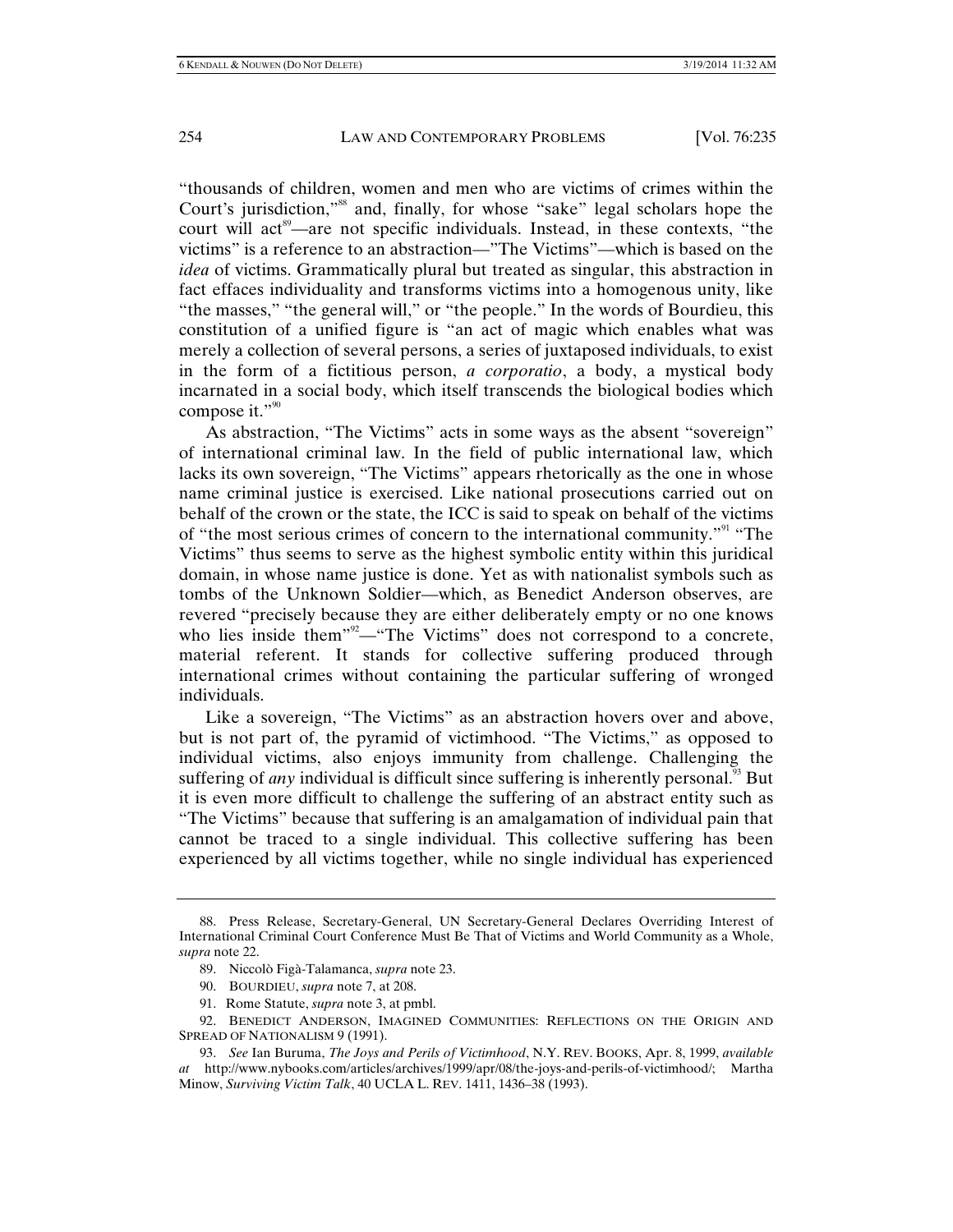"thousands of children, women and men who are victims of crimes within the Court's jurisdiction,"[88] and, finally, for whose "sake" legal scholars hope the court will act[89]—are not specific individuals. Instead, in these contexts, "the victims" is a reference to an abstraction—"The Victims"—which is based on the *idea* of victims. Grammatically plural but treated as singular, this abstraction in fact effaces individuality and transforms victims into a homogenous unity, like "the masses," "the general will," or "the people." In the words of Bourdieu, this constitution of a unified figure is "an act of magic which enables what was merely a collection of several persons, a series of juxtaposed individuals, to exist in the form of a fictitious person, *a corporatio*, a body, a mystical body incarnated in a social body, which itself transcends the biological bodies which compose it."[90]

As abstraction, "The Victims" acts in some ways as the absent "sovereign" of international criminal law. In the field of public international law, which lacks its own sovereign, "The Victims" appears rhetorically as the one in whose name criminal justice is exercised. Like national prosecutions carried out on behalf of the crown or the state, the ICC is said to speak on behalf of the victims of "the most serious crimes of concern to the international community."[91] "The Victims" thus seems to serve as the highest symbolic entity within this juridical domain, in whose name justice is done. Yet as with nationalist symbols such as tombs of the Unknown Soldier—which, as Benedict Anderson observes, are revered "precisely because they are either deliberately empty or no one knows who lies inside them"[92]—"The Victims" does not correspond to a concrete, material referent. It stands for collective suffering produced through international crimes without containing the particular suffering of wronged individuals.

Like a sovereign, "The Victims" as an abstraction hovers over and above, but is not part of, the pyramid of victimhood. "The Victims," as opposed to individual victims, also enjoys immunity from challenge. Challenging the suffering of *any* individual is difficult since suffering is inherently personal.[93] But it is even more difficult to challenge the suffering of an abstract entity such as "The Victims" because that suffering is an amalgamation of individual pain that cannot be traced to a single individual. This collective suffering has been experienced by all victims together, while no single individual has experienced

---

88. Press Release, Secretary-General, UN Secretary-General Declares Overriding Interest of International Criminal Court Conference Must Be That of Victims and World Community as a Whole, *supra* note 22.

89. Niccolò Figà-Talamanca, *supra* note 23.

90. BOURDIEU, *supra* note 7, at 208.

91. Rome Statute, *supra* note 3, at pmbl.

92. BENEDICT ANDERSON, IMAGINED COMMUNITIES: REFLECTIONS ON THE ORIGIN AND SPREAD OF NATIONALISM 9 (1991).

93. *See* Ian Buruma, *The Joys and Perils of Victimhood*, N.Y. REV. BOOKS, Apr. 8, 1999, *available at* http://www.nybooks.com/articles/archives/1999/apr/08/the-joys-and-perils-of-victimhood/; Martha Minow, *Surviving Victim Talk*, 40 UCLA L. REV. 1411, 1436–38 (1993).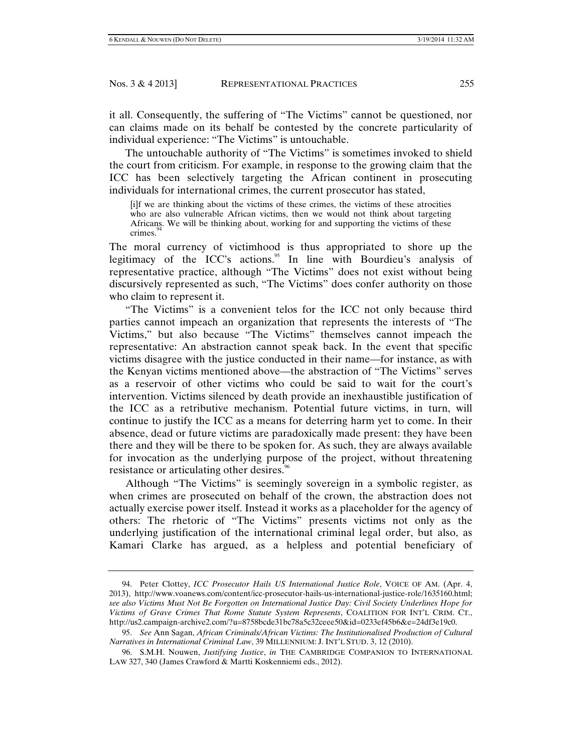it all. Consequently, the suffering of "The Victims" cannot be questioned, nor can claims made on its behalf be contested by the concrete particularity of individual experience: "The Victims" is untouchable.

The untouchable authority of "The Victims" is sometimes invoked to shield the court from criticism. For example, in response to the growing claim that the ICC has been selectively targeting the African continent in prosecuting individuals for international crimes, the current prosecutor has stated,

> [i]f we are thinking about the victims of these crimes, the victims of these atrocities who are also vulnerable African victims, then we would not think about targeting Africans. We will be thinking about, working for and supporting the victims of these crimes.[94]

The moral currency of victimhood is thus appropriated to shore up the legitimacy of the ICC's actions.[95] In line with Bourdieu's analysis of representative practice, although "The Victims" does not exist without being discursively represented as such, "The Victims" does confer authority on those who claim to represent it.

"The Victims" is a convenient telos for the ICC not only because third parties cannot impeach an organization that represents the interests of "The Victims," but also because "The Victims" themselves cannot impeach the representative: An abstraction cannot speak back. In the event that specific victims disagree with the justice conducted in their name—for instance, as with the Kenyan victims mentioned above—the abstraction of "The Victims" serves as a reservoir of other victims who could be said to wait for the court's intervention. Victims silenced by death provide an inexhaustible justification of the ICC as a retributive mechanism. Potential future victims, in turn, will continue to justify the ICC as a means for deterring harm yet to come. In their absence, dead or future victims are paradoxically made present: they have been there and they will be there to be spoken for. As such, they are always available for invocation as the underlying purpose of the project, without threatening resistance or articulating other desires.[96]

Although "The Victims" is seemingly sovereign in a symbolic register, as when crimes are prosecuted on behalf of the crown, the abstraction does not actually exercise power itself. Instead it works as a placeholder for the agency of others: The rhetoric of "The Victims" presents victims not only as the underlying justification of the international criminal legal order, but also, as Kamari Clarke has argued, as a helpless and potential beneficiary of

---

94. Peter Clottey, *ICC Prosecutor Hails US International Justice Role*, VOICE OF AM. (Apr. 4, 2013), http://www.voanews.com/content/icc-prosecutor-hails-us-international-justice-role/1635160.html; *see also Victims Must Not Be Forgotten on International Justice Day: Civil Society Underlines Hope for Victims of Grave Crimes That Rome Statute System Represents*, COALITION FOR INT'L CRIM. CT., http://us2.campaign-archive2.com/?u=8758bcde31bc78a5c32ceee50&id=0233ef45b6&e=24df3e19c0.

95. *See* Ann Sagan, *African Criminals/African Victims: The Institutionalised Production of Cultural Narratives in International Criminal Law*, 39 MILLENNIUM: J. INT'L STUD. 3, 12 (2010).

96. S.M.H. Nouwen, *Justifying Justice*, *in* THE CAMBRIDGE COMPANION TO INTERNATIONAL LAW 327, 340 (James Crawford & Martti Koskenniemi eds., 2012).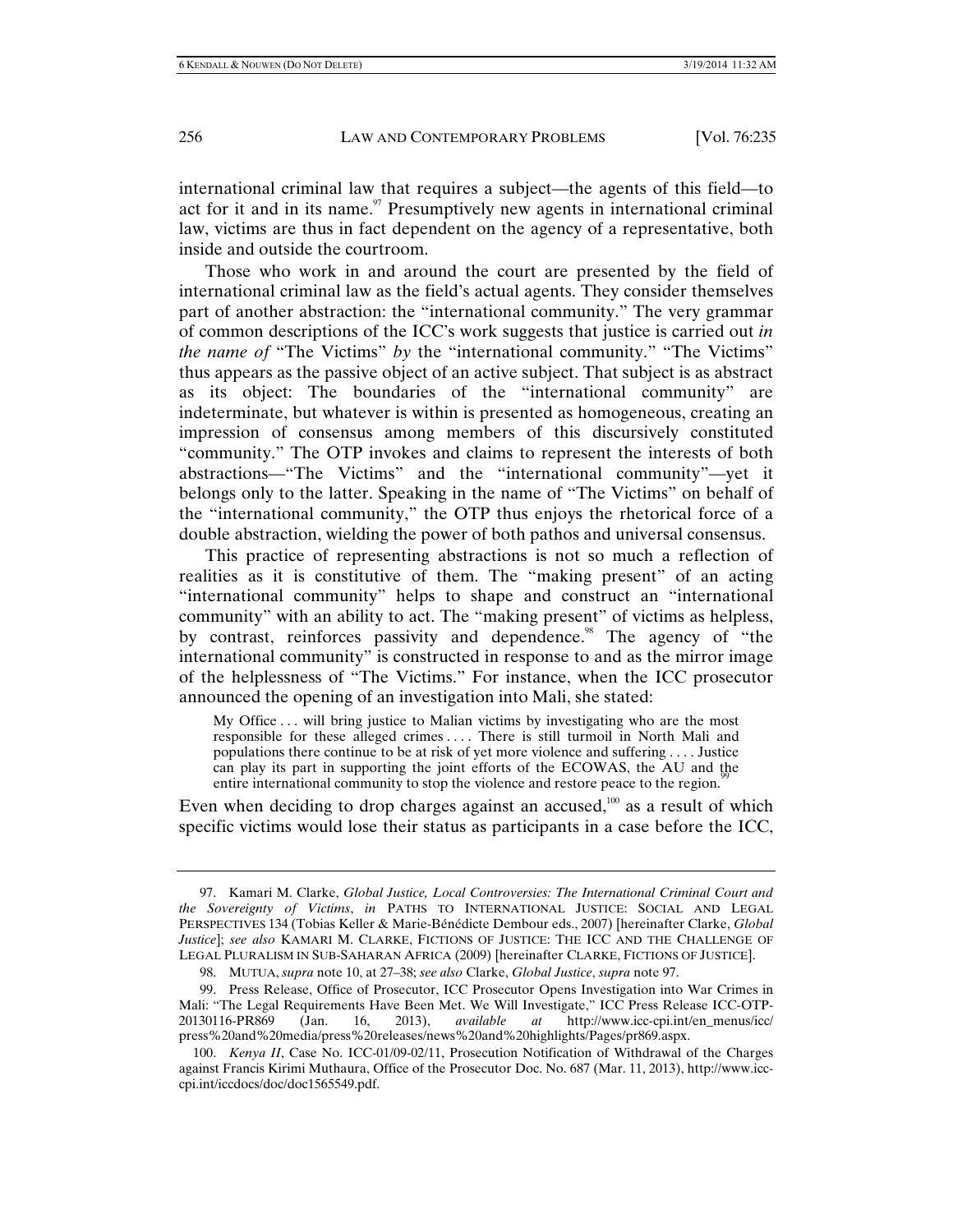international criminal law that requires a subject—the agents of this field—to act for it and in its name.[97] Presumptively new agents in international criminal law, victims are thus in fact dependent on the agency of a representative, both inside and outside the courtroom.

Those who work in and around the court are presented by the field of international criminal law as the field's actual agents. They consider themselves part of another abstraction: the "international community." The very grammar of common descriptions of the ICC's work suggests that justice is carried out *in the name of* "The Victims" *by* the "international community." "The Victims" thus appears as the passive object of an active subject. That subject is as abstract as its object: The boundaries of the "international community" are indeterminate, but whatever is within is presented as homogeneous, creating an impression of consensus among members of this discursively constituted "community." The OTP invokes and claims to represent the interests of both abstractions—"The Victims" and the "international community"—yet it belongs only to the latter. Speaking in the name of "The Victims" on behalf of the "international community," the OTP thus enjoys the rhetorical force of a double abstraction, wielding the power of both pathos and universal consensus.

This practice of representing abstractions is not so much a reflection of realities as it is constitutive of them. The "making present" of an acting "international community" helps to shape and construct an "international community" with an ability to act. The "making present" of victims as helpless, by contrast, reinforces passivity and dependence.[98] The agency of "the international community" is constructed in response to and as the mirror image of the helplessness of "The Victims." For instance, when the ICC prosecutor announced the opening of an investigation into Mali, she stated:

> My Office . . . will bring justice to Malian victims by investigating who are the most responsible for these alleged crimes . . . . There is still turmoil in North Mali and populations there continue to be at risk of yet more violence and suffering . . . . Justice can play its part in supporting the joint efforts of the ECOWAS, the AU and the entire international community to stop the violence and restore peace to the region.[99]

Even when deciding to drop charges against an accused,[100] as a result of which specific victims would lose their status as participants in a case before the ICC,

---

97. Kamari M. Clarke, *Global Justice, Local Controversies: The International Criminal Court and the Sovereignty of Victims*, *in* PATHS TO INTERNATIONAL JUSTICE: SOCIAL AND LEGAL PERSPECTIVES 134 (Tobias Keller & Marie-Bénédicte Dembour eds., 2007) [hereinafter Clarke, *Global Justice*]; *see also* KAMARI M. CLARKE, FICTIONS OF JUSTICE: THE ICC AND THE CHALLENGE OF LEGAL PLURALISM IN SUB-SAHARAN AFRICA (2009) [hereinafter CLARKE, FICTIONS OF JUSTICE].

98. MUTUA, *supra* note 10, at 27–38; *see also* Clarke, *Global Justice*, *supra* note 97.

99. Press Release, Office of Prosecutor, ICC Prosecutor Opens Investigation into War Crimes in Mali: "The Legal Requirements Have Been Met. We Will Investigate," ICC Press Release ICC-OTP-20130116-PR869 (Jan. 16, 2013), *available at* http://www.icc-cpi.int/en_menus/icc/press%20and%20media/press%20releases/news%20and%20highlights/Pages/pr869.aspx.

100. *Kenya II*, Case No. ICC-01/09-02/11, Prosecution Notification of Withdrawal of the Charges against Francis Kirimi Muthaura, Office of the Prosecutor Doc. No. 687 (Mar. 11, 2013), http://www.icc-cpi.int/iccdocs/doc/doc1565549.pdf.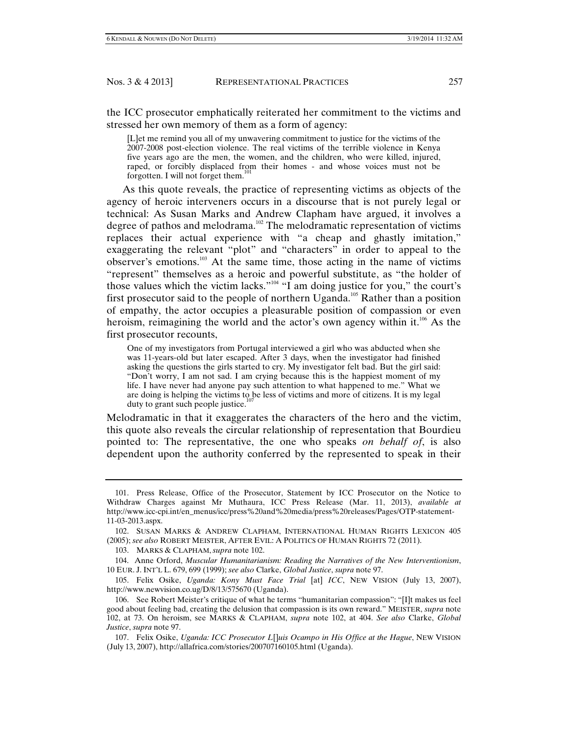the ICC prosecutor emphatically reiterated her commitment to the victims and stressed her own memory of them as a form of agency:

> [L]et me remind you all of my unwavering commitment to justice for the victims of the 2007-2008 post-election violence. The real victims of the terrible violence in Kenya five years ago are the men, the women, and the children, who were killed, injured, raped, or forcibly displaced from their homes - and whose voices must not be forgotten. I will not forget them.[101]

As this quote reveals, the practice of representing victims as objects of the agency of heroic interveners occurs in a discourse that is not purely legal or technical: As Susan Marks and Andrew Clapham have argued, it involves a degree of pathos and melodrama.[102] The melodramatic representation of victims replaces their actual experience with "a cheap and ghastly imitation," exaggerating the relevant "plot" and "characters" in order to appeal to the observer's emotions.[103] At the same time, those acting in the name of victims "represent" themselves as a heroic and powerful substitute, as "the holder of those values which the victim lacks."[104] "I am doing justice for you," the court's first prosecutor said to the people of northern Uganda.[105] Rather than a position of empathy, the actor occupies a pleasurable position of compassion or even heroism, reimagining the world and the actor's own agency within it.[106] As the first prosecutor recounts,

> One of my investigators from Portugal interviewed a girl who was abducted when she was 11-years-old but later escaped. After 3 days, when the investigator had finished asking the questions the girls started to cry. My investigator felt bad. But the girl said: "Don't worry, I am not sad. I am crying because this is the happiest moment of my life. I have never had anyone pay such attention to what happened to me." What we are doing is helping the victims to be less of victims and more of citizens. It is my legal duty to grant such people justice.[107]

Melodramatic in that it exaggerates the characters of the hero and the victim, this quote also reveals the circular relationship of representation that Bourdieu pointed to: The representative, the one who speaks *on behalf of*, is also dependent upon the authority conferred by the represented to speak in their

---

101. Press Release, Office of the Prosecutor, Statement by ICC Prosecutor on the Notice to Withdraw Charges against Mr Muthaura, ICC Press Release (Mar. 11, 2013), *available at* http://www.icc-cpi.int/en_menus/icc/press%20and%20media/press%20releases/Pages/OTP-statement-11-03-2013.aspx.

102. SUSAN MARKS & ANDREW CLAPHAM, INTERNATIONAL HUMAN RIGHTS LEXICON 405 (2005); *see also* ROBERT MEISTER, AFTER EVIL: A POLITICS OF HUMAN RIGHTS 72 (2011).

103. MARKS & CLAPHAM, *supra* note 102.

104. Anne Orford, *Muscular Humanitarianism: Reading the Narratives of the New Interventionism*, 10 EUR. J. INT'L L. 679, 699 (1999); *see also* Clarke, *Global Justice*, *supra* note 97.

105. Felix Osike, *Uganda: Kony Must Face Trial* [at] *ICC*, NEW VISION (July 13, 2007), http://www.newvision.co.ug/D/8/13/575670 (Uganda).

106. See Robert Meister's critique of what he terms "humanitarian compassion": "[I]t makes us feel good about feeling bad, creating the delusion that compassion is its own reward." MEISTER, *supra* note 102, at 73. On heroism, see MARKS & CLAPHAM, *supra* note 102, at 404. *See also* Clarke, *Global Justice*, *supra* note 97.

107. Felix Osike, *Uganda: ICC Prosecutor L[]uis Ocampo in His Office at the Hague*, NEW VISION (July 13, 2007), http://allafrica.com/stories/200707160105.html (Uganda).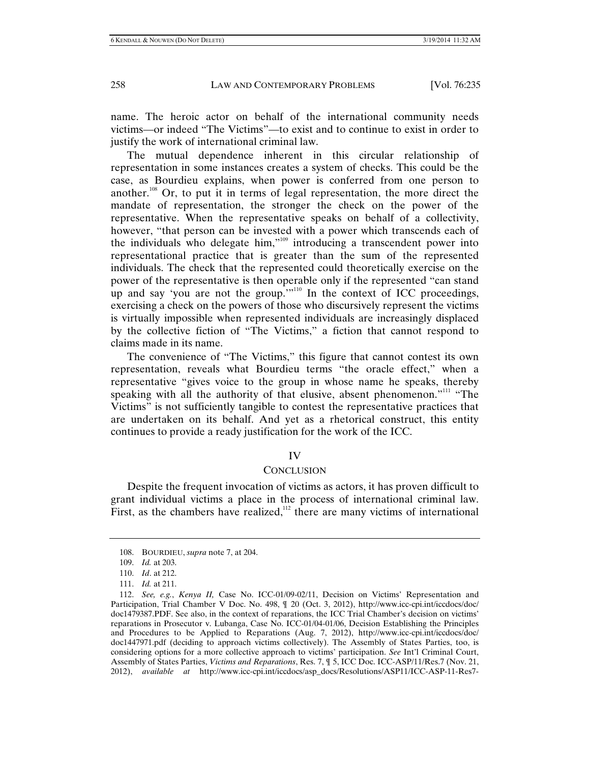name. The heroic actor on behalf of the international community needs victims—or indeed "The Victims"—to exist and to continue to exist in order to justify the work of international criminal law.

The mutual dependence inherent in this circular relationship of representation in some instances creates a system of checks. This could be the case, as Bourdieu explains, when power is conferred from one person to another.[108] Or, to put it in terms of legal representation, the more direct the mandate of representation, the stronger the check on the power of the representative. When the representative speaks on behalf of a collectivity, however, "that person can be invested with a power which transcends each of the individuals who delegate him,"[109] introducing a transcendent power into representational practice that is greater than the sum of the represented individuals. The check that the represented could theoretically exercise on the power of the representative is then operable only if the represented "can stand up and say 'you are not the group.'"[110] In the context of ICC proceedings, exercising a check on the powers of those who discursively represent the victims is virtually impossible when represented individuals are increasingly displaced by the collective fiction of "The Victims," a fiction that cannot respond to claims made in its name.

The convenience of "The Victims," this figure that cannot contest its own representation, reveals what Bourdieu terms "the oracle effect," when a representative "gives voice to the group in whose name he speaks, thereby speaking with all the authority of that elusive, absent phenomenon."[111] "The Victims" is not sufficiently tangible to contest the representative practices that are undertaken on its behalf. And yet as a rhetorical construct, this entity continues to provide a ready justification for the work of the ICC.

## IV

## CONCLUSION

Despite the frequent invocation of victims as actors, it has proven difficult to grant individual victims a place in the process of international criminal law. First, as the chambers have realized,[112] there are many victims of international

---

108. BOURDIEU, *supra* note 7, at 204.

109. *Id.* at 203.

110. *Id*. at 212.

111. *Id.* at 211.

112. *See, e.g.*, *Kenya II,* Case No. ICC-01/09-02/11, Decision on Victims' Representation and Participation, Trial Chamber V Doc. No. 498, ¶ 20 (Oct. 3, 2012), http://www.icc-cpi.int/iccdocs/doc/doc1479387.PDF. See also, in the context of reparations, the ICC Trial Chamber's decision on victims' reparations in Prosecutor v. Lubanga, Case No. ICC-01/04-01/06, Decision Establishing the Principles and Procedures to be Applied to Reparations (Aug. 7, 2012), http://www.icc-cpi.int/iccdocs/doc/doc1447971.pdf (deciding to approach victims collectively). The Assembly of States Parties, too, is considering options for a more collective approach to victims' participation. *See* Int'l Criminal Court, Assembly of States Parties, *Victims and Reparations*, Res. 7, ¶ 5, ICC Doc. ICC-ASP/11/Res.7 (Nov. 21, 2012), *available at* http://www.icc-cpi.int/iccdocs/asp_docs/Resolutions/ASP11/ICC-ASP-11-Res7-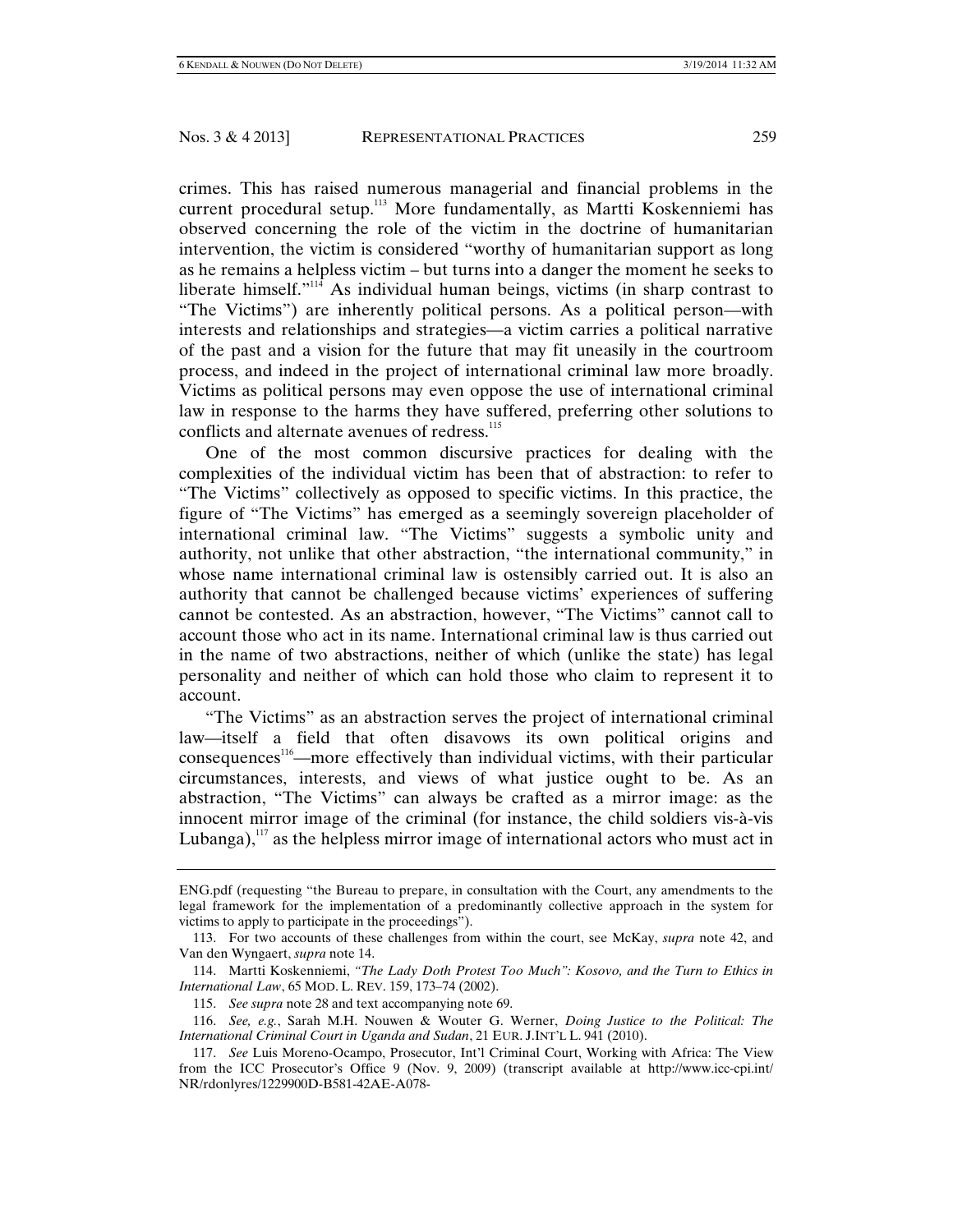crimes. This has raised numerous managerial and financial problems in the current procedural setup.[113] More fundamentally, as Martti Koskenniemi has observed concerning the role of the victim in the doctrine of humanitarian intervention, the victim is considered "worthy of humanitarian support as long as he remains a helpless victim – but turns into a danger the moment he seeks to liberate himself."[114] As individual human beings, victims (in sharp contrast to "The Victims") are inherently political persons. As a political person—with interests and relationships and strategies—a victim carries a political narrative of the past and a vision for the future that may fit uneasily in the courtroom process, and indeed in the project of international criminal law more broadly. Victims as political persons may even oppose the use of international criminal law in response to the harms they have suffered, preferring other solutions to conflicts and alternate avenues of redress.[115]

One of the most common discursive practices for dealing with the complexities of the individual victim has been that of abstraction: to refer to "The Victims" collectively as opposed to specific victims. In this practice, the figure of "The Victims" has emerged as a seemingly sovereign placeholder of international criminal law. "The Victims" suggests a symbolic unity and authority, not unlike that other abstraction, "the international community," in whose name international criminal law is ostensibly carried out. It is also an authority that cannot be challenged because victims' experiences of suffering cannot be contested. As an abstraction, however, "The Victims" cannot call to account those who act in its name. International criminal law is thus carried out in the name of two abstractions, neither of which (unlike the state) has legal personality and neither of which can hold those who claim to represent it to account.

"The Victims" as an abstraction serves the project of international criminal law—itself a field that often disavows its own political origins and consequences[116]—more effectively than individual victims, with their particular circumstances, interests, and views of what justice ought to be. As an abstraction, "The Victims" can always be crafted as a mirror image: as the innocent mirror image of the criminal (for instance, the child soldiers vis-à-vis Lubanga),[117] as the helpless mirror image of international actors who must act in

---

ENG.pdf (requesting "the Bureau to prepare, in consultation with the Court, any amendments to the legal framework for the implementation of a predominantly collective approach in the system for victims to apply to participate in the proceedings").

113. For two accounts of these challenges from within the court, see McKay, *supra* note 42, and Van den Wyngaert, *supra* note 14.

114. Martti Koskenniemi, *"The Lady Doth Protest Too Much": Kosovo, and the Turn to Ethics in International Law*, 65 MOD. L. REV. 159, 173–74 (2002).

115. *See supra* note 28 and text accompanying note 69.

116. *See, e.g.*, Sarah M.H. Nouwen & Wouter G. Werner, *Doing Justice to the Political: The International Criminal Court in Uganda and Sudan*, 21 EUR. J.INT'L L. 941 (2010).

117. *See* Luis Moreno-Ocampo, Prosecutor, Int'l Criminal Court, Working with Africa: The View from the ICC Prosecutor's Office 9 (Nov. 9, 2009) (transcript available at http://www.icc-cpi.int/NR/rdonlyres/1229900D-B581-42AE-A078-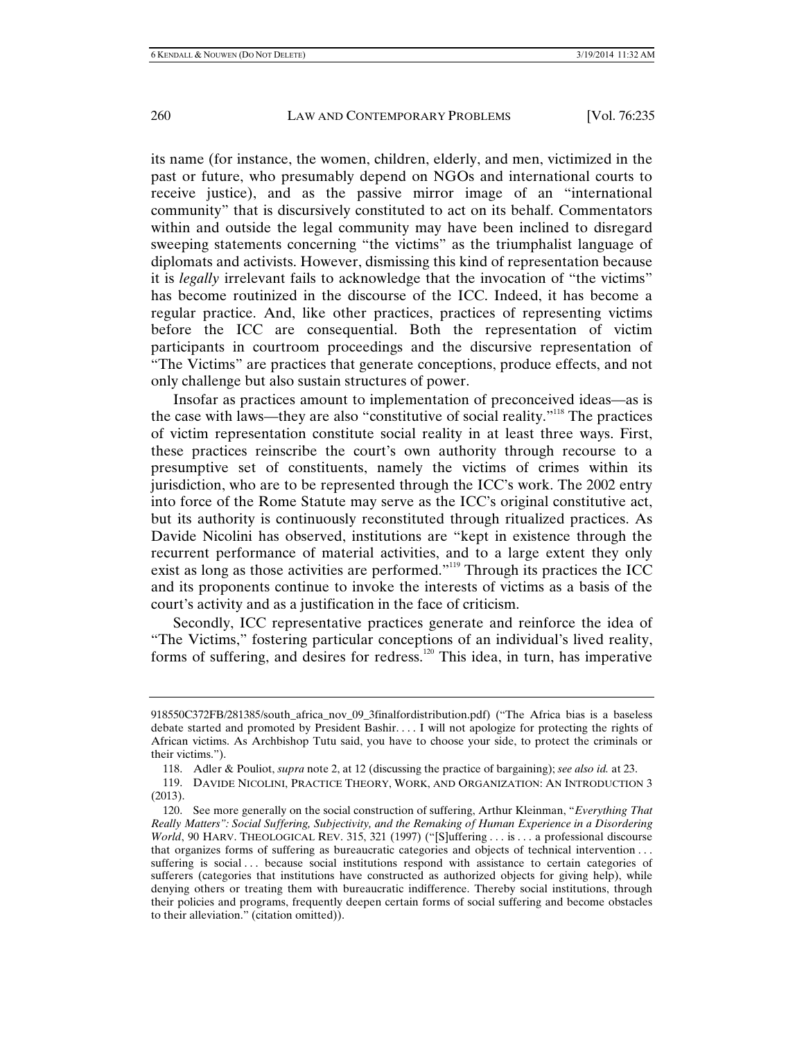its name (for instance, the women, children, elderly, and men, victimized in the past or future, who presumably depend on NGOs and international courts to receive justice), and as the passive mirror image of an "international community" that is discursively constituted to act on its behalf. Commentators within and outside the legal community may have been inclined to disregard sweeping statements concerning "the victims" as the triumphalist language of diplomats and activists. However, dismissing this kind of representation because it is *legally* irrelevant fails to acknowledge that the invocation of "the victims" has become routinized in the discourse of the ICC. Indeed, it has become a regular practice. And, like other practices, practices of representing victims before the ICC are consequential. Both the representation of victim participants in courtroom proceedings and the discursive representation of "The Victims" are practices that generate conceptions, produce effects, and not only challenge but also sustain structures of power.

Insofar as practices amount to implementation of preconceived ideas—as is the case with laws—they are also "constitutive of social reality."[118] The practices of victim representation constitute social reality in at least three ways. First, these practices reinscribe the court's own authority through recourse to a presumptive set of constituents, namely the victims of crimes within its jurisdiction, who are to be represented through the ICC's work. The 2002 entry into force of the Rome Statute may serve as the ICC's original constitutive act, but its authority is continuously reconstituted through ritualized practices. As Davide Nicolini has observed, institutions are "kept in existence through the recurrent performance of material activities, and to a large extent they only exist as long as those activities are performed."[119] Through its practices the ICC and its proponents continue to invoke the interests of victims as a basis of the court's activity and as a justification in the face of criticism.

Secondly, ICC representative practices generate and reinforce the idea of "The Victims," fostering particular conceptions of an individual's lived reality, forms of suffering, and desires for redress.[120] This idea, in turn, has imperative

---

918550C372FB/281385/south_africa_nov_09_3finalfordistribution.pdf) ("The Africa bias is a baseless debate started and promoted by President Bashir. . . . I will not apologize for protecting the rights of African victims. As Archbishop Tutu said, you have to choose your side, to protect the criminals or their victims.").

118. Adler & Pouliot, *supra* note 2, at 12 (discussing the practice of bargaining); *see also id.* at 23.

119. DAVIDE NICOLINI, PRACTICE THEORY, WORK, AND ORGANIZATION: AN INTRODUCTION 3 (2013).

120. See more generally on the social construction of suffering, Arthur Kleinman, "*Everything That Really Matters": Social Suffering, Subjectivity, and the Remaking of Human Experience in a Disordering World*, 90 HARV. THEOLOGICAL REV. 315, 321 (1997) ("[S]uffering . . . is . . . a professional discourse that organizes forms of suffering as bureaucratic categories and objects of technical intervention . . . suffering is social . . . because social institutions respond with assistance to certain categories of sufferers (categories that institutions have constructed as authorized objects for giving help), while denying others or treating them with bureaucratic indifference. Thereby social institutions, through their policies and programs, frequently deepen certain forms of social suffering and become obstacles to their alleviation." (citation omitted)).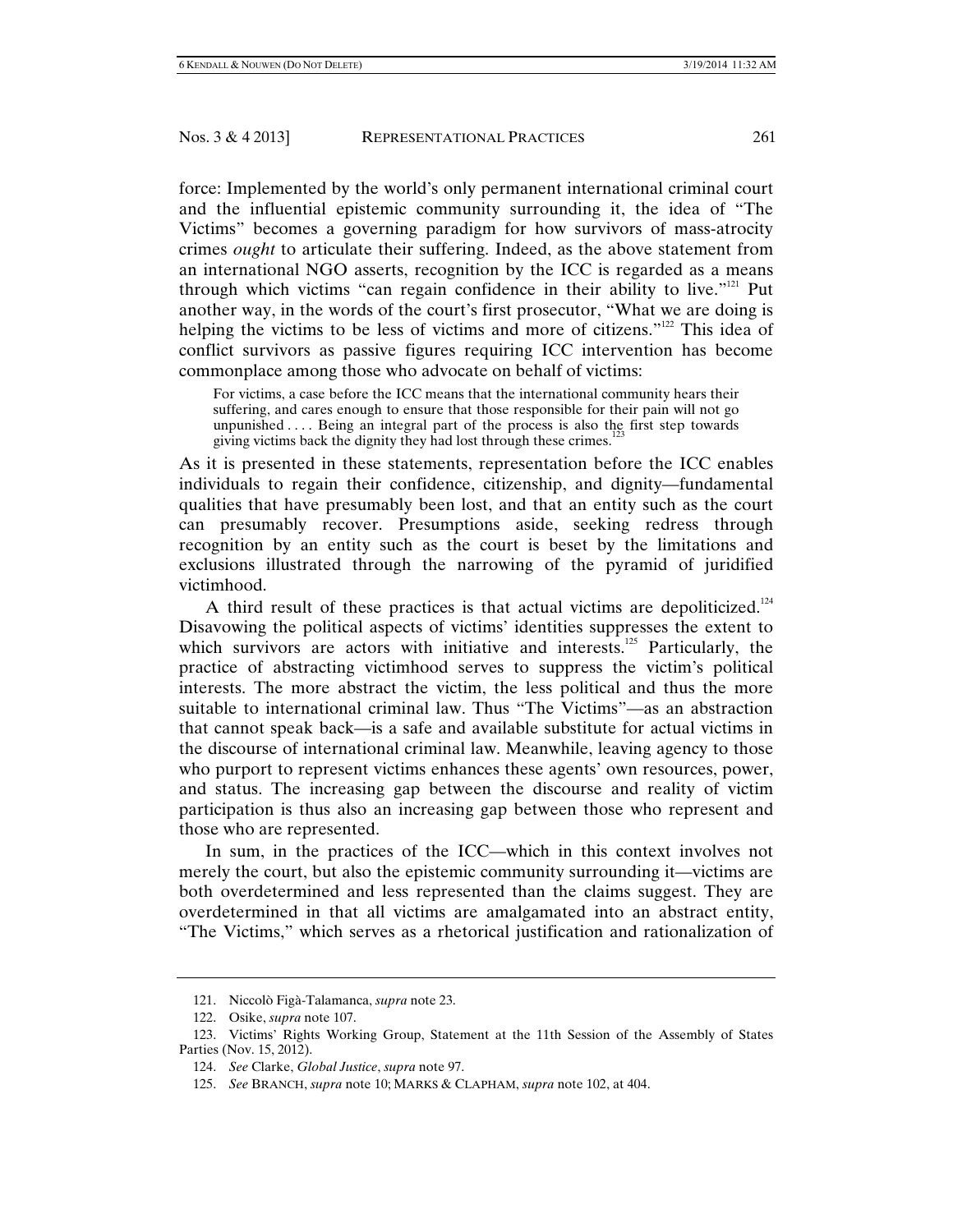force: Implemented by the world's only permanent international criminal court and the influential epistemic community surrounding it, the idea of "The Victims" becomes a governing paradigm for how survivors of mass-atrocity crimes *ought* to articulate their suffering. Indeed, as the above statement from an international NGO asserts, recognition by the ICC is regarded as a means through which victims "can regain confidence in their ability to live."[121] Put another way, in the words of the court's first prosecutor, "What we are doing is helping the victims to be less of victims and more of citizens."[122] This idea of conflict survivors as passive figures requiring ICC intervention has become commonplace among those who advocate on behalf of victims:

> For victims, a case before the ICC means that the international community hears their suffering, and cares enough to ensure that those responsible for their pain will not go unpunished . . . . Being an integral part of the process is also the first step towards giving victims back the dignity they had lost through these crimes.[123]

As it is presented in these statements, representation before the ICC enables individuals to regain their confidence, citizenship, and dignity—fundamental qualities that have presumably been lost, and that an entity such as the court can presumably recover. Presumptions aside, seeking redress through recognition by an entity such as the court is beset by the limitations and exclusions illustrated through the narrowing of the pyramid of juridified victimhood.

A third result of these practices is that actual victims are depoliticized.[124] Disavowing the political aspects of victims' identities suppresses the extent to which survivors are actors with initiative and interests.[125] Particularly, the practice of abstracting victimhood serves to suppress the victim's political interests. The more abstract the victim, the less political and thus the more suitable to international criminal law. Thus "The Victims"—as an abstraction that cannot speak back—is a safe and available substitute for actual victims in the discourse of international criminal law. Meanwhile, leaving agency to those who purport to represent victims enhances these agents' own resources, power, and status. The increasing gap between the discourse and reality of victim participation is thus also an increasing gap between those who represent and those who are represented.

In sum, in the practices of the ICC—which in this context involves not merely the court, but also the epistemic community surrounding it—victims are both overdetermined and less represented than the claims suggest. They are overdetermined in that all victims are amalgamated into an abstract entity, "The Victims," which serves as a rhetorical justification and rationalization of

---

121. Niccolò Figà-Talamanca, *supra* note 23.

122. Osike, *supra* note 107.

123. Victims' Rights Working Group, Statement at the 11th Session of the Assembly of States Parties (Nov. 15, 2012).

124. *See* Clarke, *Global Justice*, *supra* note 97.

125. *See* BRANCH, *supra* note 10; MARKS & CLAPHAM, *supra* note 102, at 404.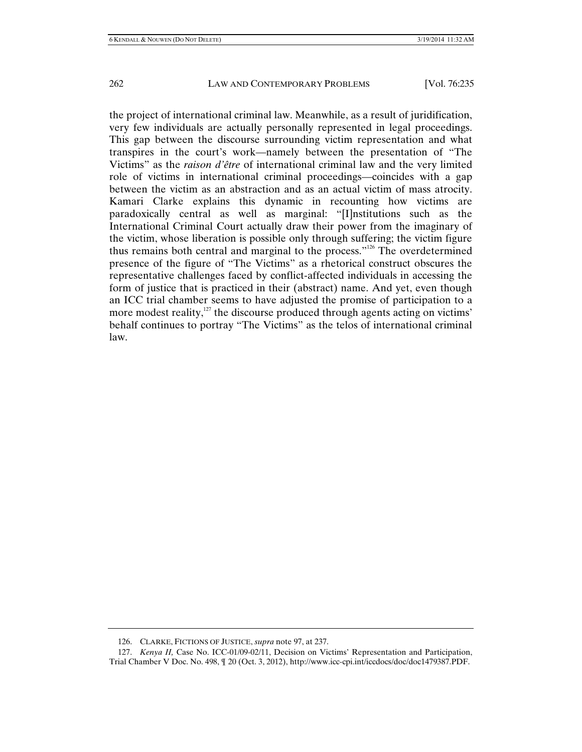the project of international criminal law. Meanwhile, as a result of juridification, very few individuals are actually personally represented in legal proceedings. This gap between the discourse surrounding victim representation and what transpires in the court's work—namely between the presentation of "The Victims" as the *raison d'être* of international criminal law and the very limited role of victims in international criminal proceedings—coincides with a gap between the victim as an abstraction and as an actual victim of mass atrocity. Kamari Clarke explains this dynamic in recounting how victims are paradoxically central as well as marginal: "[I]nstitutions such as the International Criminal Court actually draw their power from the imaginary of the victim, whose liberation is possible only through suffering; the victim figure thus remains both central and marginal to the process."[126] The overdetermined presence of the figure of "The Victims" as a rhetorical construct obscures the representative challenges faced by conflict-affected individuals in accessing the form of justice that is practiced in their (abstract) name. And yet, even though an ICC trial chamber seems to have adjusted the promise of participation to a more modest reality,[127] the discourse produced through agents acting on victims' behalf continues to portray "The Victims" as the telos of international criminal law.

---

126. CLARKE, FICTIONS OF JUSTICE, *supra* note 97, at 237.

127. *Kenya II,* Case No. ICC-01/09-02/11, Decision on Victims' Representation and Participation, Trial Chamber V Doc. No. 498, ¶ 20 (Oct. 3, 2012), http://www.icc-cpi.int/iccdocs/doc/doc1479387.PDF.